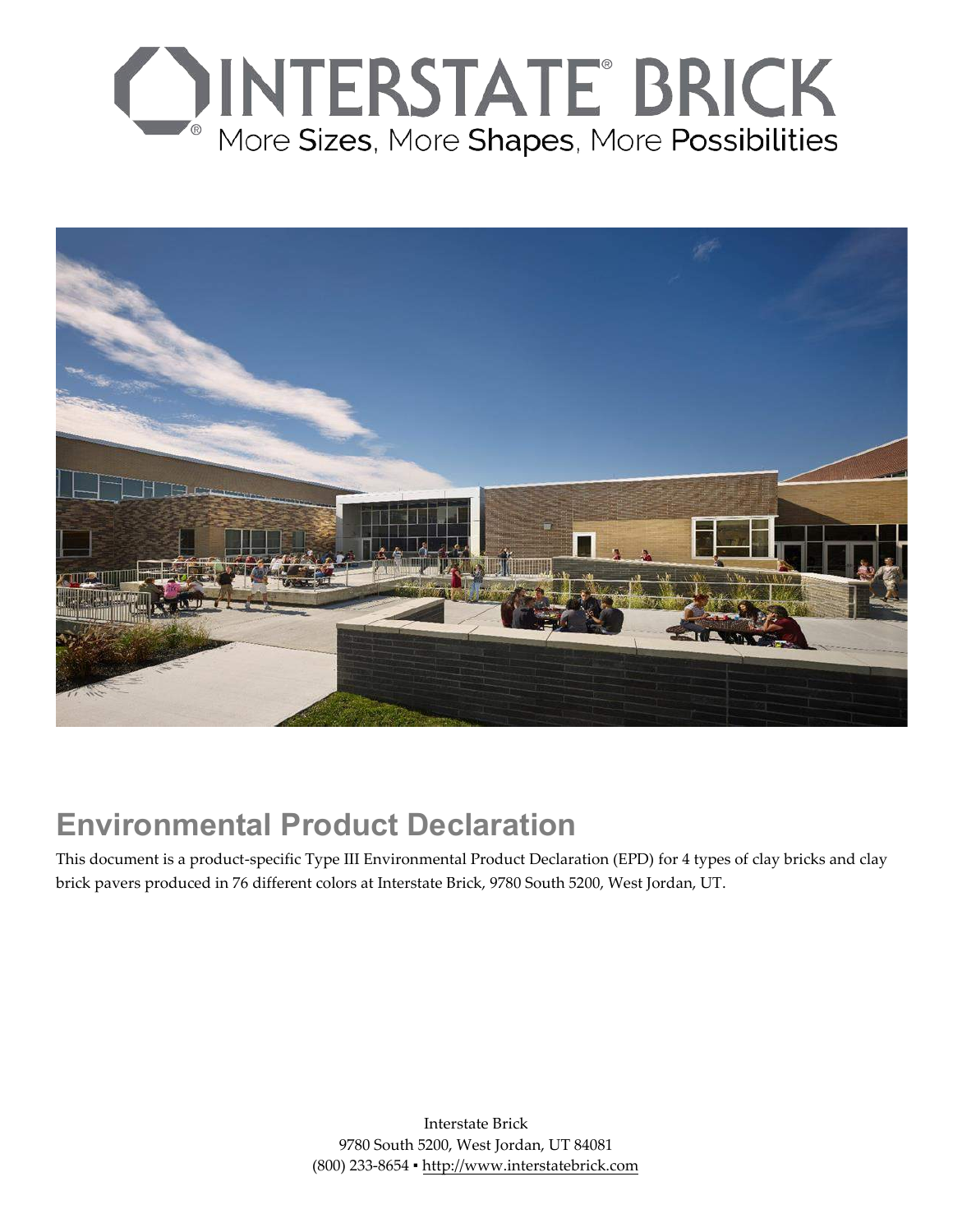# INTERSTATE® BRICK

More Sizes, More Shapes, More Possibilities

## Environmental Product Declaration

This document is a product-specific Type III Environmental Product Declaration (EPD) for 4 types of clay bricks and clay brick pavers produced in 76 different colors at Interstate Brick, 9780 South 5200, West Jordan, UT.

Interstate Brick
9780 South 5200, West Jordan, UT 84081
(800) 233-8654 ▪ http://www.interstatebrick.com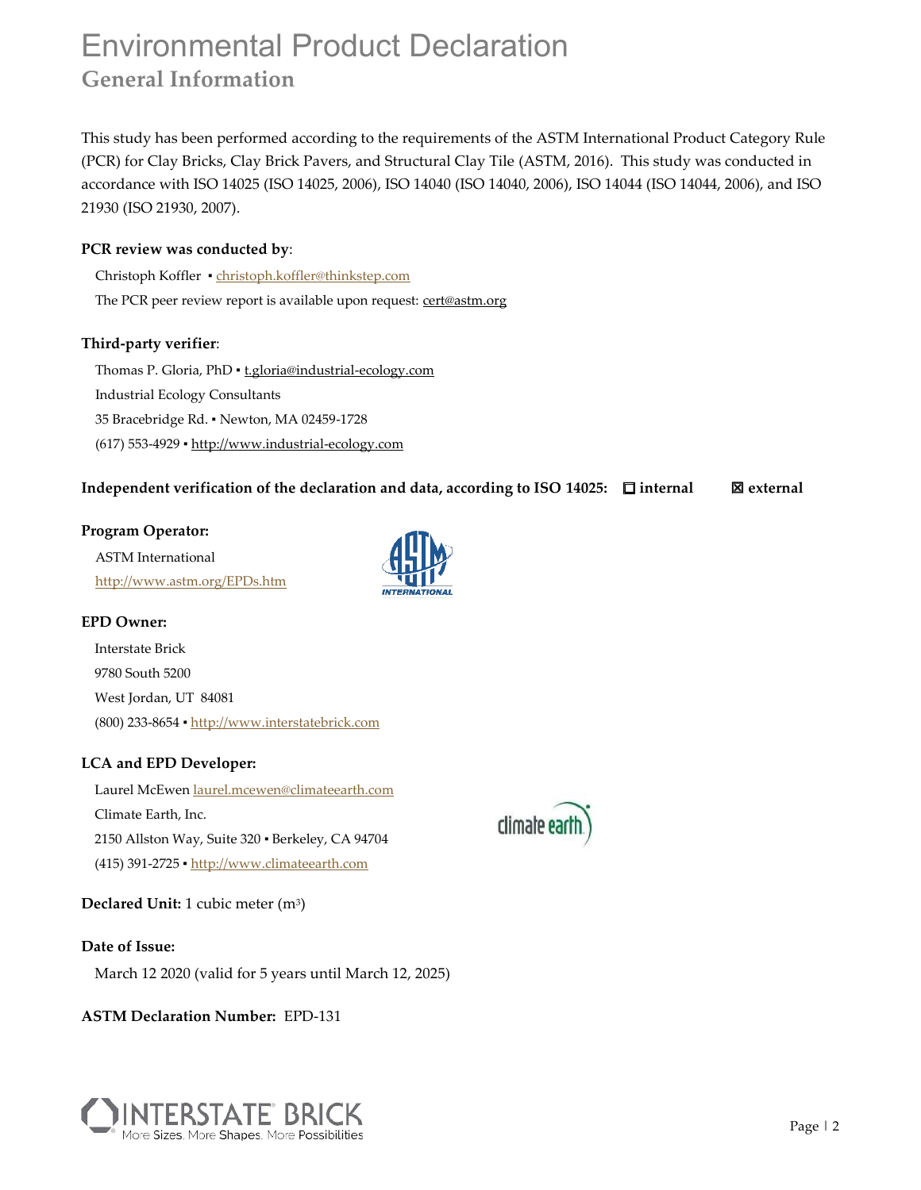# Environmental Product Declaration

## General Information

This study has been performed according to the requirements of the ASTM International Product Category Rule (PCR) for Clay Bricks, Clay Brick Pavers, and Structural Clay Tile (ASTM, 2016). This study was conducted in accordance with ISO 14025 (ISO 14025, 2006), ISO 14040 (ISO 14040, 2006), ISO 14044 (ISO 14044, 2006), and ISO 21930 (ISO 21930, 2007).

**PCR review was conducted by**:

Christoph Koffler ▪ christoph.koffler@thinkstep.com

The PCR peer review report is available upon request: cert@astm.org

**Third-party verifier**:

Thomas P. Gloria, PhD ▪ t.gloria@industrial-ecology.com

Industrial Ecology Consultants

35 Bracebridge Rd. ▪ Newton, MA 02459-1728

(617) 553-4929 ▪ http://www.industrial-ecology.com

**Independent verification of the declaration and data, according to ISO 14025:** ☐ **internal** ☒ **external**

**Program Operator:**

ASTM International

http://www.astm.org/EPDs.htm

**EPD Owner:**

Interstate Brick

9780 South 5200

West Jordan, UT 84081

(800) 233-8654 ▪ http://www.interstatebrick.com

**LCA and EPD Developer:**

Laurel McEwen laurel.mcewen@climateearth.com

Climate Earth, Inc.

2150 Allston Way, Suite 320 ▪ Berkeley, CA 94704

(415) 391-2725 ▪ http://www.climateearth.com

**Declared Unit:** 1 cubic meter ($m^3$)

**Date of Issue:**

March 12 2020 (valid for 5 years until March 12, 2025)

**ASTM Declaration Number:** EPD-131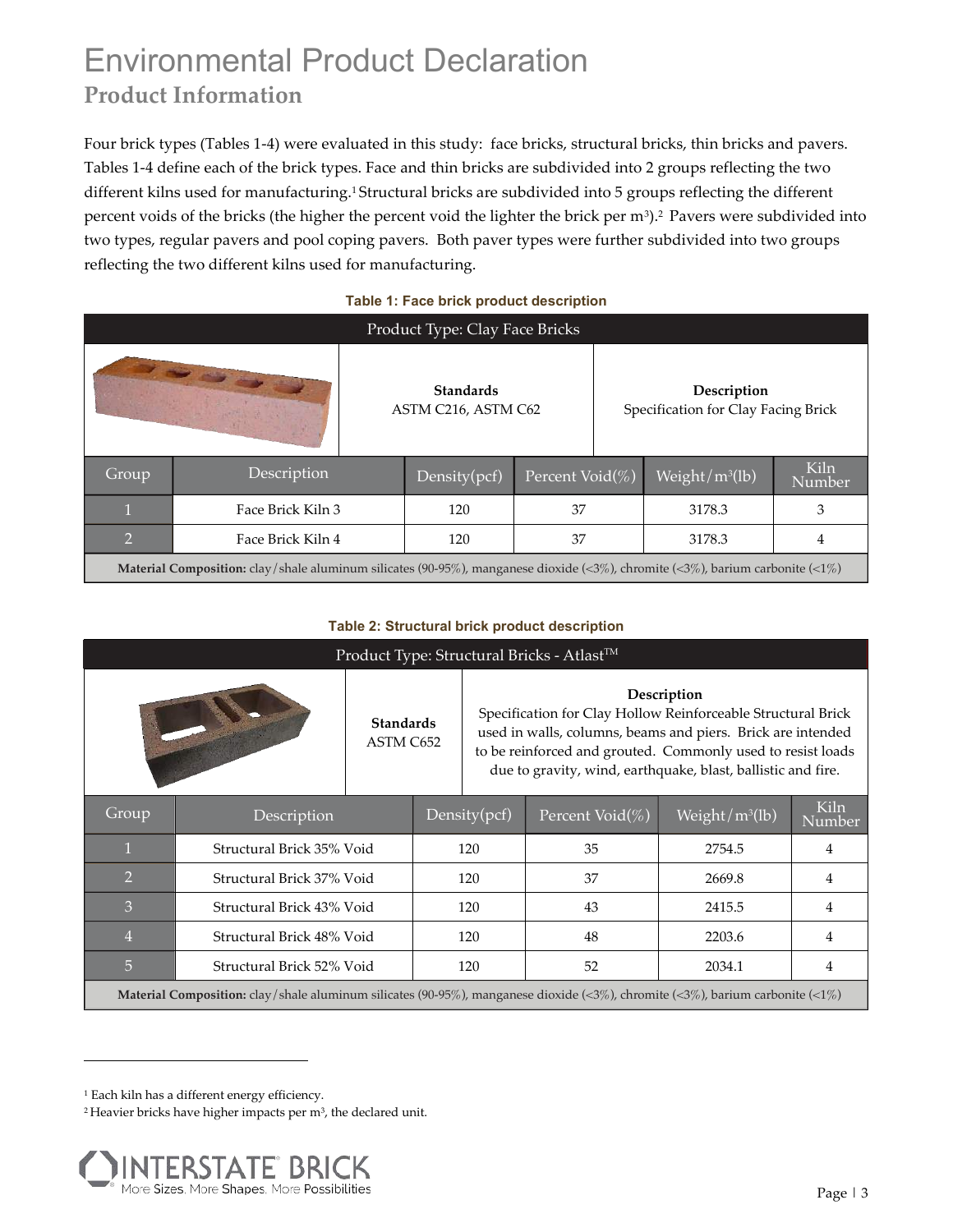# Environmental Product Declaration

## Product Information

Four brick types (Tables 1-4) were evaluated in this study: face bricks, structural bricks, thin bricks and pavers. Tables 1-4 define each of the brick types. Face and thin bricks are subdivided into 2 groups reflecting the two different kilns used for manufacturing.[1] Structural bricks are subdivided into 5 groups reflecting the different percent voids of the bricks (the higher the percent void the lighter the brick per $m^3$).[2] Pavers were subdivided into two types, regular pavers and pool coping pavers. Both paver types were further subdivided into two groups reflecting the two different kilns used for manufacturing.

**Table 1: Face brick product description**

| Product Type: Clay Face Bricks | | | | | |
|---|---|---|---|---|---|
| | | **Standards** ASTM C216, ASTM C62 | | **Description** Specification for Clay Facing Brick | |
| Group | Description | Density(pcf) | Percent Void(%) | Weight/$m^3$(lb) | Kiln Number |
| 1 | Face Brick Kiln 3 | 120 | 37 | 3178.3 | 3 |
| 2 | Face Brick Kiln 4 | 120 | 37 | 3178.3 | 4 |
| **Material Composition:** clay/shale aluminum silicates (90-95%), manganese dioxide (<3%), chromite (<3%), barium carbonite (<1%) | | | | | |

**Table 2: Structural brick product description**

| Product Type: Structural Bricks - Atlast™ | | | | | |
|---|---|---|---|---|---|
| | | **Standards** ASTM C652 | **Description** Specification for Clay Hollow Reinforceable Structural Brick used in walls, columns, beams and piers. Brick are intended to be reinforced and grouted. Commonly used to resist loads due to gravity, wind, earthquake, blast, ballistic and fire. | | |
| Group | Description | Density(pcf) | Percent Void(%) | Weight/$m^3$(lb) | Kiln Number |
| 1 | Structural Brick 35% Void | 120 | 35 | 2754.5 | 4 |
| 2 | Structural Brick 37% Void | 120 | 37 | 2669.8 | 4 |
| 3 | Structural Brick 43% Void | 120 | 43 | 2415.5 | 4 |
| 4 | Structural Brick 48% Void | 120 | 48 | 2203.6 | 4 |
| 5 | Structural Brick 52% Void | 120 | 52 | 2034.1 | 4 |
| **Material Composition:** clay/shale aluminum silicates (90-95%), manganese dioxide (<3%), chromite (<3%), barium carbonite (<1%) | | | | | |

---

[1] Each kiln has a different energy efficiency.

[2] Heavier bricks have higher impacts per $m^3$, the declared unit.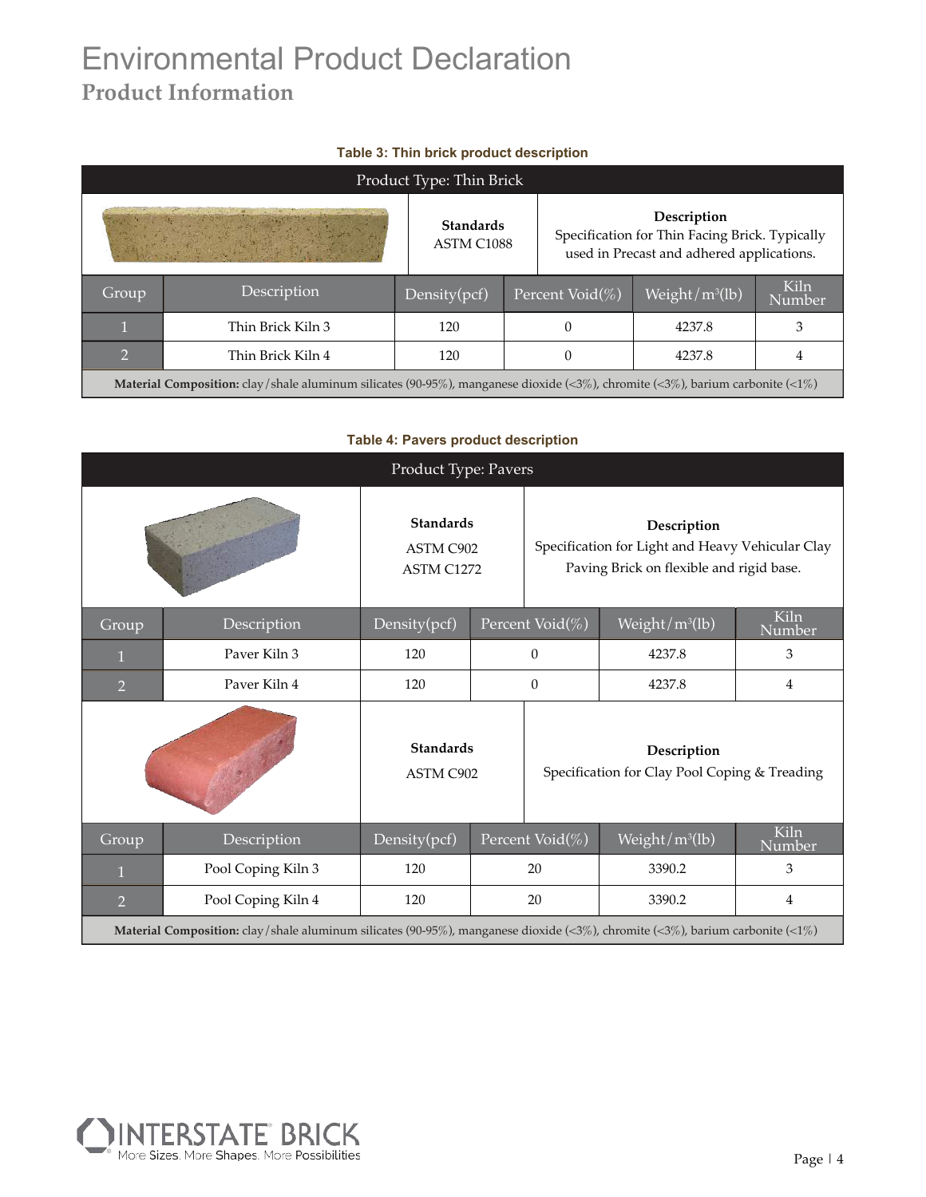# Environmental Product Declaration
## Product Information

**Table 3: Thin brick product description**

| Product Type: Thin Brick | | | | | |
|---|---|---|---|---|---|
| | | **Standards** ASTM C1088 | **Description** Specification for Thin Facing Brick. Typically used in Precast and adhered applications. | | |
| Group | Description | Density(pcf) | Percent Void(%) | Weight/m³(lb) | Kiln Number |
| 1 | Thin Brick Kiln 3 | 120 | 0 | 4237.8 | 3 |
| 2 | Thin Brick Kiln 4 | 120 | 0 | 4237.8 | 4 |
| **Material Composition:** clay/shale aluminum silicates (90-95%), manganese dioxide (<3%), chromite (<3%), barium carbonite (<1%) | | | | | |

**Table 4: Pavers product description**

| Product Type: Pavers | | | | | |
|---|---|---|---|---|---|
| | | **Standards** ASTM C902 ASTM C1272 | **Description** Specification for Light and Heavy Vehicular Clay Paving Brick on flexible and rigid base. | | |
| Group | Description | Density(pcf) | Percent Void(%) | Weight/m³(lb) | Kiln Number |
| 1 | Paver Kiln 3 | 120 | 0 | 4237.8 | 3 |
| 2 | Paver Kiln 4 | 120 | 0 | 4237.8 | 4 |
| | | **Standards** ASTM C902 | **Description** Specification for Clay Pool Coping & Treading | | |
| Group | Description | Density(pcf) | Percent Void(%) | Weight/m³(lb) | Kiln Number |
| 1 | Pool Coping Kiln 3 | 120 | 20 | 3390.2 | 3 |
| 2 | Pool Coping Kiln 4 | 120 | 20 | 3390.2 | 4 |
| **Material Composition:** clay/shale aluminum silicates (90-95%), manganese dioxide (<3%), chromite (<3%), barium carbonite (<1%) | | | | | |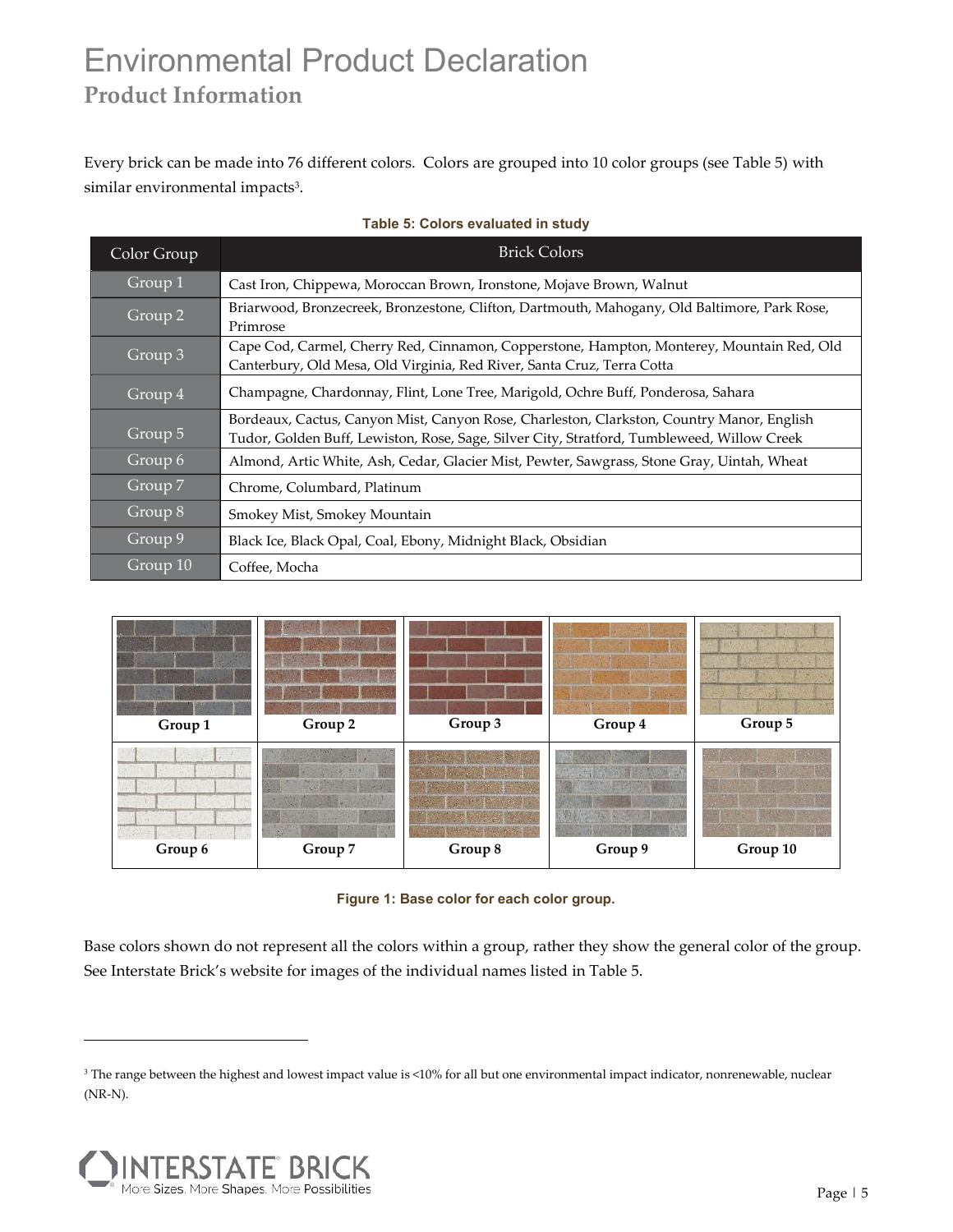# Environmental Product Declaration

## Product Information

Every brick can be made into 76 different colors. Colors are grouped into 10 color groups (see Table 5) with similar environmental impacts[3].

**Table 5: Colors evaluated in study**

| Color Group | Brick Colors |
|---|---|
| Group 1 | Cast Iron, Chippewa, Moroccan Brown, Ironstone, Mojave Brown, Walnut |
| Group 2 | Briarwood, Bronzecreek, Bronzestone, Clifton, Dartmouth, Mahogany, Old Baltimore, Park Rose, Primrose |
| Group 3 | Cape Cod, Carmel, Cherry Red, Cinnamon, Copperstone, Hampton, Monterey, Mountain Red, Old Canterbury, Old Mesa, Old Virginia, Red River, Santa Cruz, Terra Cotta |
| Group 4 | Champagne, Chardonnay, Flint, Lone Tree, Marigold, Ochre Buff, Ponderosa, Sahara |
| Group 5 | Bordeaux, Cactus, Canyon Mist, Canyon Rose, Charleston, Clarkston, Country Manor, English Tudor, Golden Buff, Lewiston, Rose, Sage, Silver City, Stratford, Tumbleweed, Willow Creek |
| Group 6 | Almond, Artic White, Ash, Cedar, Glacier Mist, Pewter, Sawgrass, Stone Gray, Uintah, Wheat |
| Group 7 | Chrome, Columbard, Platinum |
| Group 8 | Smokey Mist, Smokey Mountain |
| Group 9 | Black Ice, Black Opal, Coal, Ebony, Midnight Black, Obsidian |
| Group 10 | Coffee, Mocha |

| Group 1 | Group 2 | Group 3 | Group 4 | Group 5 |
|---|---|---|---|---|
| **Group 6** | **Group 7** | **Group 8** | **Group 9** | **Group 10** |

**Figure 1: Base color for each color group.**

Base colors shown do not represent all the colors within a group, rather they show the general color of the group. See Interstate Brick's website for images of the individual names listed in Table 5.

---

[3] The range between the highest and lowest impact value is <10% for all but one environmental impact indicator, nonrenewable, nuclear (NR-N).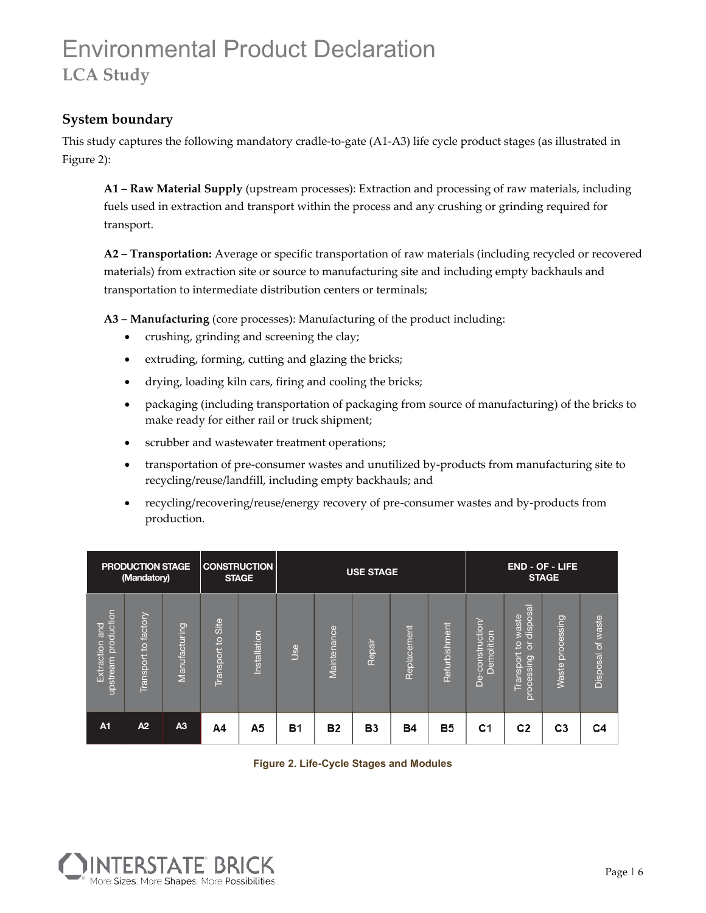# Environmental Product Declaration

## LCA Study

### System boundary

This study captures the following mandatory cradle-to-gate (A1-A3) life cycle product stages (as illustrated in Figure 2):

**A1 – Raw Material Supply** (upstream processes): Extraction and processing of raw materials, including fuels used in extraction and transport within the process and any crushing or grinding required for transport.

**A2 – Transportation:** Average or specific transportation of raw materials (including recycled or recovered materials) from extraction site or source to manufacturing site and including empty backhauls and transportation to intermediate distribution centers or terminals;

**A3 – Manufacturing** (core processes): Manufacturing of the product including:

- crushing, grinding and screening the clay;
- extruding, forming, cutting and glazing the bricks;
- drying, loading kiln cars, firing and cooling the bricks;
- packaging (including transportation of packaging from source of manufacturing) of the bricks to make ready for either rail or truck shipment;
- scrubber and wastewater treatment operations;
- transportation of pre-consumer wastes and unutilized by-products from manufacturing site to recycling/reuse/landfill, including empty backhauls; and
- recycling/recovering/reuse/energy recovery of pre-consumer wastes and by-products from production.

| PRODUCTION STAGE (Mandatory) | | | CONSTRUCTION STAGE | | USE STAGE | | | | | END - OF - LIFE STAGE | | | |
|---|---|---|---|---|---|---|---|---|---|---|---|---|---|
| Extraction and upstream production | Transport to factory | Manufacturing | Transport to Site | Installation | Use | Maintenance | Repair | Replacement | Refurbishment | De-construction/ Demolition | Transport to waste processing or disposal | Waste processing | Disposal of waste |
| A1 | A2 | A3 | A4 | A5 | B1 | B2 | B3 | B4 | B5 | C1 | C2 | C3 | C4 |

**Figure 2. Life-Cycle Stages and Modules**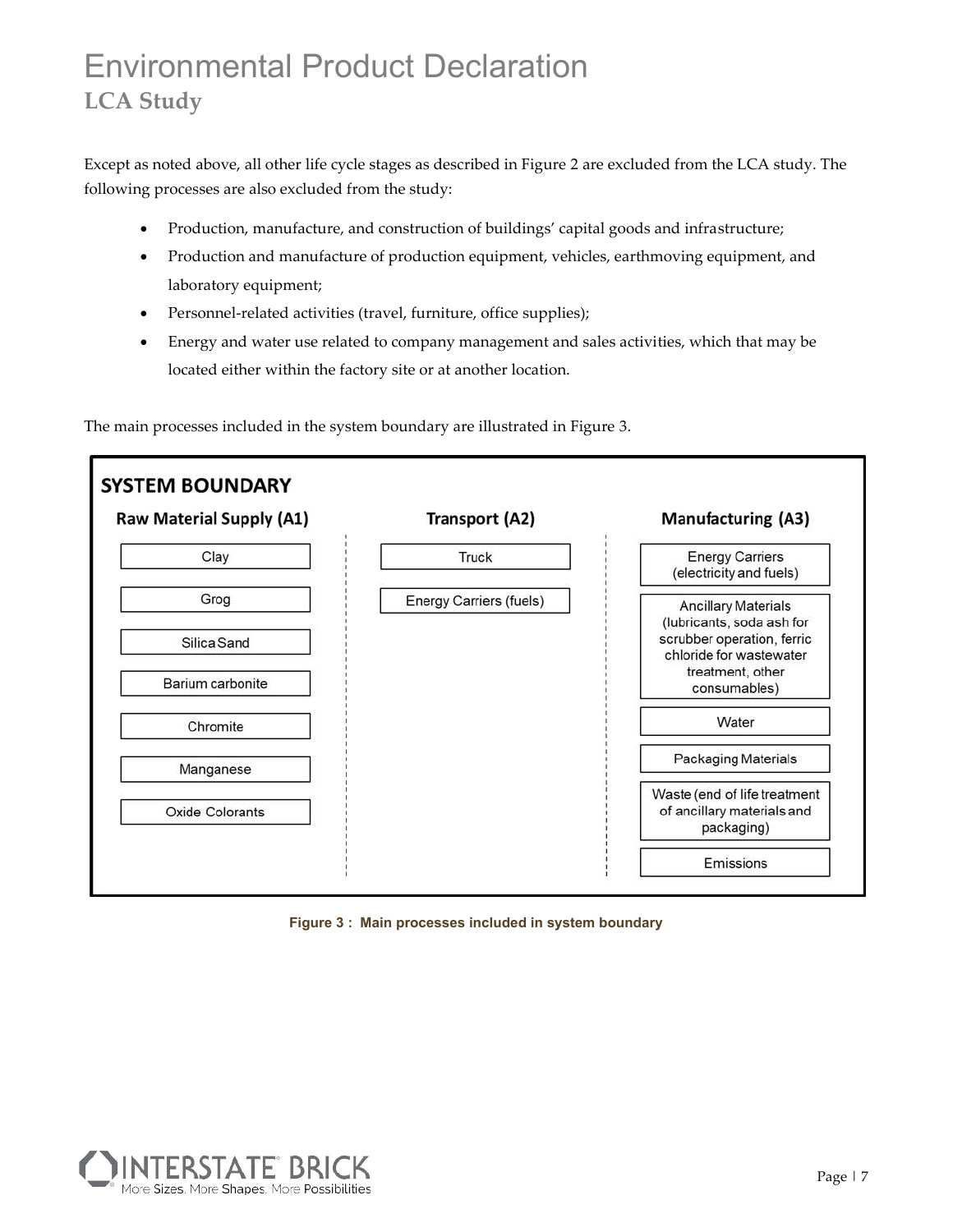Except as noted above, all other life cycle stages as described in Figure 2 are excluded from the LCA study. The following processes are also excluded from the study:

- Production, manufacture, and construction of buildings' capital goods and infrastructure;
- Production and manufacture of production equipment, vehicles, earthmoving equipment, and laboratory equipment;
- Personnel-related activities (travel, furniture, office supplies);
- Energy and water use related to company management and sales activities, which that may be located either within the factory site or at another location.

The main processes included in the system boundary are illustrated in Figure 3.

**SYSTEM BOUNDARY**

| Raw Material Supply (A1) | Transport (A2) | Manufacturing (A3) |
| --- | --- | --- |
| Clay | Truck | Energy Carriers (electricity and fuels) |
| Grog | Energy Carriers (fuels) | Ancillary Materials (lubricants, soda ash for scrubber operation, ferric chloride for wastewater treatment, other consumables) |
| Silica Sand | | Water |
| Barium carbonite | | Packaging Materials |
| Chromite | | Waste (end of life treatment of ancillary materials and packaging) |
| Manganese | | Emissions |
| Oxide Colorants | | |

**Figure 3 : Main processes included in system boundary**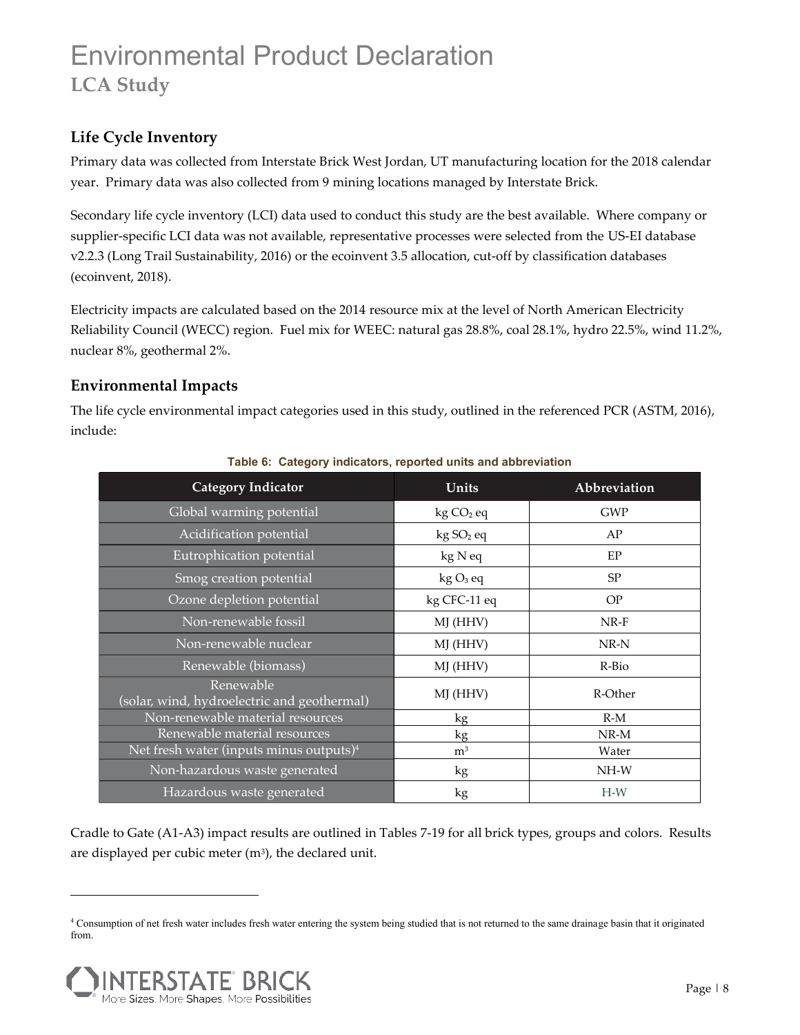# Environmental Product Declaration
## LCA Study

### Life Cycle Inventory

Primary data was collected from Interstate Brick West Jordan, UT manufacturing location for the 2018 calendar year. Primary data was also collected from 9 mining locations managed by Interstate Brick.

Secondary life cycle inventory (LCI) data used to conduct this study are the best available. Where company or supplier-specific LCI data was not available, representative processes were selected from the US-EI database v2.2.3 (Long Trail Sustainability, 2016) or the ecoinvent 3.5 allocation, cut-off by classification databases (ecoinvent, 2018).

Electricity impacts are calculated based on the 2014 resource mix at the level of North American Electricity Reliability Council (WECC) region. Fuel mix for WEEC: natural gas 28.8%, coal 28.1%, hydro 22.5%, wind 11.2%, nuclear 8%, geothermal 2%.

### Environmental Impacts

The life cycle environmental impact categories used in this study, outlined in the referenced PCR (ASTM, 2016), include:

**Table 6: Category indicators, reported units and abbreviation**

| Category Indicator | Units | Abbreviation |
|---|---|---|
| Global warming potential | kg $CO_2$ eq | GWP |
| Acidification potential | kg $SO_2$ eq | AP |
| Eutrophication potential | kg N eq | EP |
| Smog creation potential | kg $O_3$ eq | SP |
| Ozone depletion potential | kg CFC-11 eq | OP |
| Non-renewable fossil | MJ (HHV) | NR-F |
| Non-renewable nuclear | MJ (HHV) | NR-N |
| Renewable (biomass) | MJ (HHV) | R-Bio |
| Renewable (solar, wind, hydroelectric and geothermal) | MJ (HHV) | R-Other |
| Non-renewable material resources | kg | R-M |
| Renewable material resources | kg | NR-M |
| Net fresh water (inputs minus outputs)[4] | $m^3$ | Water |
| Non-hazardous waste generated | kg | NH-W |
| Hazardous waste generated | kg | H-W |

Cradle to Gate (A1-A3) impact results are outlined in Tables 7-19 for all brick types, groups and colors. Results are displayed per cubic meter ($m^3$), the declared unit.

[4] Consumption of net fresh water includes fresh water entering the system being studied that is not returned to the same drainage basin that it originated from.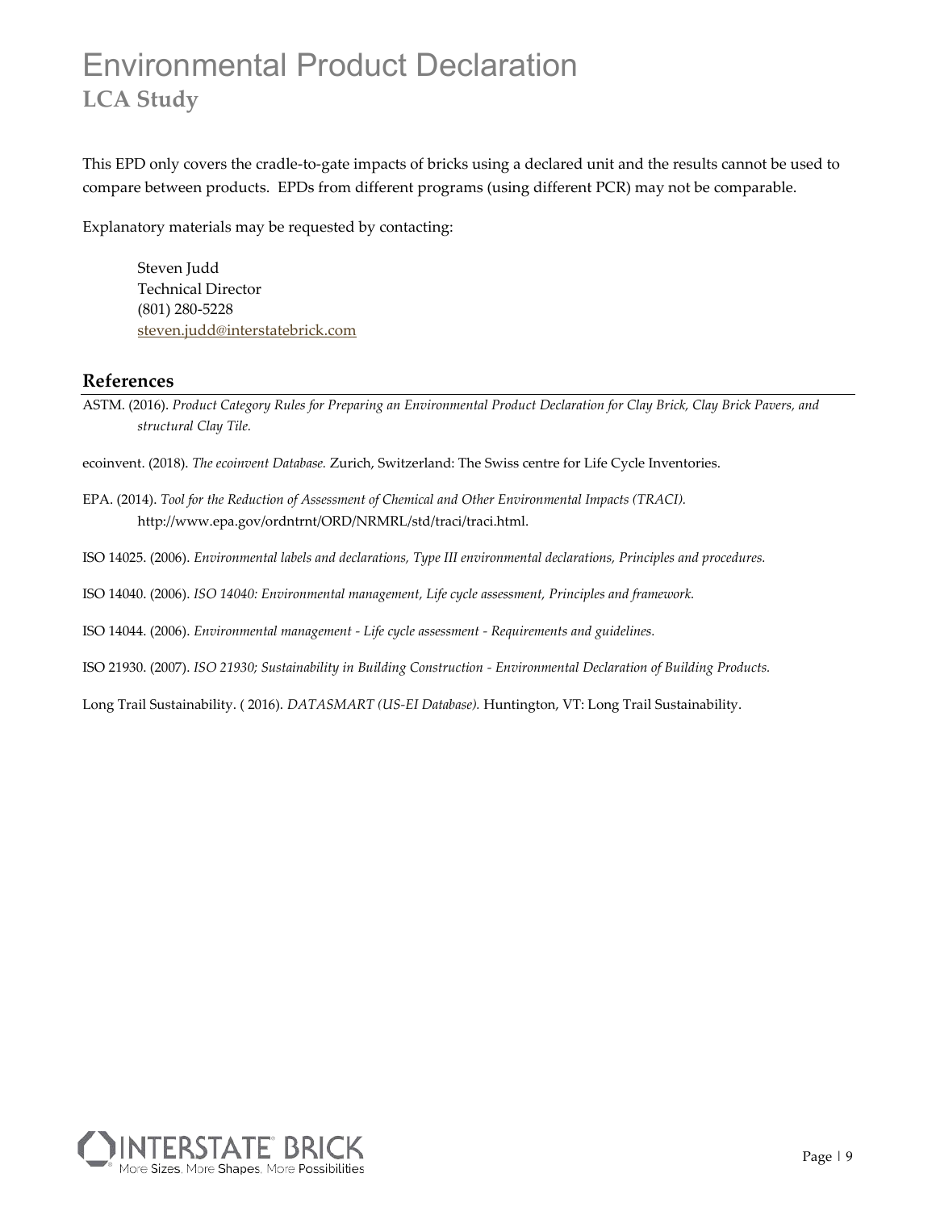This EPD only covers the cradle-to-gate impacts of bricks using a declared unit and the results cannot be used to compare between products. EPDs from different programs (using different PCR) may not be comparable.

Explanatory materials may be requested by contacting:

Steven Judd
Technical Director
(801) 280-5228
steven.judd@interstatebrick.com

## References

ASTM. (2016). *Product Category Rules for Preparing an Environmental Product Declaration for Clay Brick, Clay Brick Pavers, and structural Clay Tile.*

ecoinvent. (2018). *The ecoinvent Database.* Zurich, Switzerland: The Swiss centre for Life Cycle Inventories.

EPA. (2014). *Tool for the Reduction of Assessment of Chemical and Other Environmental Impacts (TRACI).* http://www.epa.gov/ordntrnt/ORD/NRMRL/std/traci/traci.html.

ISO 14025. (2006). *Environmental labels and declarations, Type III environmental declarations, Principles and procedures.*

ISO 14040. (2006). *ISO 14040: Environmental management, Life cycle assessment, Principles and framework.*

ISO 14044. (2006). *Environmental management - Life cycle assessment - Requirements and guidelines.*

ISO 21930. (2007). *ISO 21930; Sustainability in Building Construction - Environmental Declaration of Building Products.*

Long Trail Sustainability. ( 2016). *DATASMART (US-EI Database).* Huntington, VT: Long Trail Sustainability.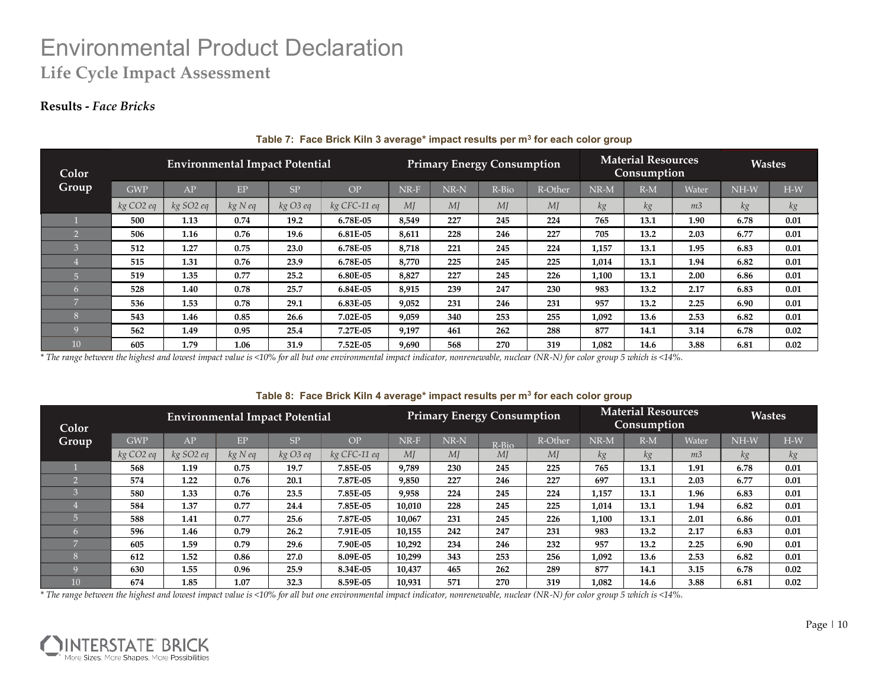# Environmental Product Declaration

## Life Cycle Impact Assessment

### Results - *Face Bricks*

**Table 7: Face Brick Kiln 3 average* impact results per m³ for each color group**

| Color Group | Environmental Impact Potential | | | | | Primary Energy Consumption | | | | Material Resources Consumption | | | Wastes | |
|---|---|---|---|---|---|---|---|---|---|---|---|---|---|---|
| | GWP | AP | EP | SP | OP | NR-F | NR-N | R-Bio | R-Other | NR-M | R-M | Water | NH-W | H-W |
| | *kg CO2 eq* | *kg SO2 eq* | *kg N eq* | *kg O3 eq* | *kg CFC-11 eq* | *MJ* | *MJ* | *MJ* | *MJ* | *kg* | *kg* | *m3* | *kg* | *kg* |
| 1 | **500** | **1.13** | **0.74** | **19.2** | **6.78E-05** | **8,549** | **227** | **245** | **224** | **765** | **13.1** | **1.90** | **6.78** | **0.01** |
| 2 | **506** | **1.16** | **0.76** | **19.6** | **6.81E-05** | **8,611** | **228** | **246** | **227** | **705** | **13.2** | **2.03** | **6.77** | **0.01** |
| 3 | **512** | **1.27** | **0.75** | **23.0** | **6.78E-05** | **8,718** | **221** | **245** | **224** | **1,157** | **13.1** | **1.95** | **6.83** | **0.01** |
| 4 | **515** | **1.31** | **0.76** | **23.9** | **6.78E-05** | **8,770** | **225** | **245** | **225** | **1,014** | **13.1** | **1.94** | **6.82** | **0.01** |
| 5 | **519** | **1.35** | **0.77** | **25.2** | **6.80E-05** | **8,827** | **227** | **245** | **226** | **1,100** | **13.1** | **2.00** | **6.86** | **0.01** |
| 6 | **528** | **1.40** | **0.78** | **25.7** | **6.84E-05** | **8,915** | **239** | **247** | **230** | **983** | **13.2** | **2.17** | **6.83** | **0.01** |
| 7 | **536** | **1.53** | **0.78** | **29.1** | **6.83E-05** | **9,052** | **231** | **246** | **231** | **957** | **13.2** | **2.25** | **6.90** | **0.01** |
| 8 | **543** | **1.46** | **0.85** | **26.6** | **7.02E-05** | **9,059** | **340** | **253** | **255** | **1,092** | **13.6** | **2.53** | **6.82** | **0.01** |
| 9 | **562** | **1.49** | **0.95** | **25.4** | **7.27E-05** | **9,197** | **461** | **262** | **288** | **877** | **14.1** | **3.14** | **6.78** | **0.02** |
| 10 | **605** | **1.79** | **1.06** | **31.9** | **7.52E-05** | **9,690** | **568** | **270** | **319** | **1,082** | **14.6** | **3.88** | **6.81** | **0.02** |

*\* The range between the highest and lowest impact value is <10% for all but one environmental impact indicator, nonrenewable, nuclear (NR-N) for color group 5 which is <14%.*

**Table 8: Face Brick Kiln 4 average* impact results per m³ for each color group**

| Color Group | Environmental Impact Potential | | | | | Primary Energy Consumption | | | | Material Resources Consumption | | | Wastes | |
|---|---|---|---|---|---|---|---|---|---|---|---|---|---|---|
| | GWP | AP | EP | SP | OP | NR-F | NR-N | R-Bio | R-Other | NR-M | R-M | Water | NH-W | H-W |
| | *kg CO2 eq* | *kg SO2 eq* | *kg N eq* | *kg O3 eq* | *kg CFC-11 eq* | *MJ* | *MJ* | *MJ* | *MJ* | *kg* | *kg* | *m3* | *kg* | *kg* |
| 1 | **568** | **1.19** | **0.75** | **19.7** | **7.85E-05** | **9,789** | **230** | **245** | **225** | **765** | **13.1** | **1.91** | **6.78** | **0.01** |
| 2 | **574** | **1.22** | **0.76** | **20.1** | **7.87E-05** | **9,850** | **227** | **246** | **227** | **697** | **13.1** | **2.03** | **6.77** | **0.01** |
| 3 | **580** | **1.33** | **0.76** | **23.5** | **7.85E-05** | **9,958** | **224** | **245** | **224** | **1,157** | **13.1** | **1.96** | **6.83** | **0.01** |
| 4 | **584** | **1.37** | **0.77** | **24.4** | **7.85E-05** | **10,010** | **228** | **245** | **225** | **1,014** | **13.1** | **1.94** | **6.82** | **0.01** |
| 5 | **588** | **1.41** | **0.77** | **25.6** | **7.87E-05** | **10,067** | **231** | **245** | **226** | **1,100** | **13.1** | **2.01** | **6.86** | **0.01** |
| 6 | **596** | **1.46** | **0.79** | **26.2** | **7.91E-05** | **10,155** | **242** | **247** | **231** | **983** | **13.2** | **2.17** | **6.83** | **0.01** |
| 7 | **605** | **1.59** | **0.79** | **29.6** | **7.90E-05** | **10,292** | **234** | **246** | **232** | **957** | **13.2** | **2.25** | **6.90** | **0.01** |
| 8 | **612** | **1.52** | **0.86** | **27.0** | **8.09E-05** | **10,299** | **343** | **253** | **256** | **1,092** | **13.6** | **2.53** | **6.82** | **0.01** |
| 9 | **630** | **1.55** | **0.96** | **25.9** | **8.34E-05** | **10,437** | **465** | **262** | **289** | **877** | **14.1** | **3.15** | **6.78** | **0.02** |
| 10 | **674** | **1.85** | **1.07** | **32.3** | **8.59E-05** | **10,931** | **571** | **270** | **319** | **1,082** | **14.6** | **3.88** | **6.81** | **0.02** |

*\* The range between the highest and lowest impact value is <10% for all but one environmental impact indicator, nonrenewable, nuclear (NR-N) for color group 5 which is <14%.*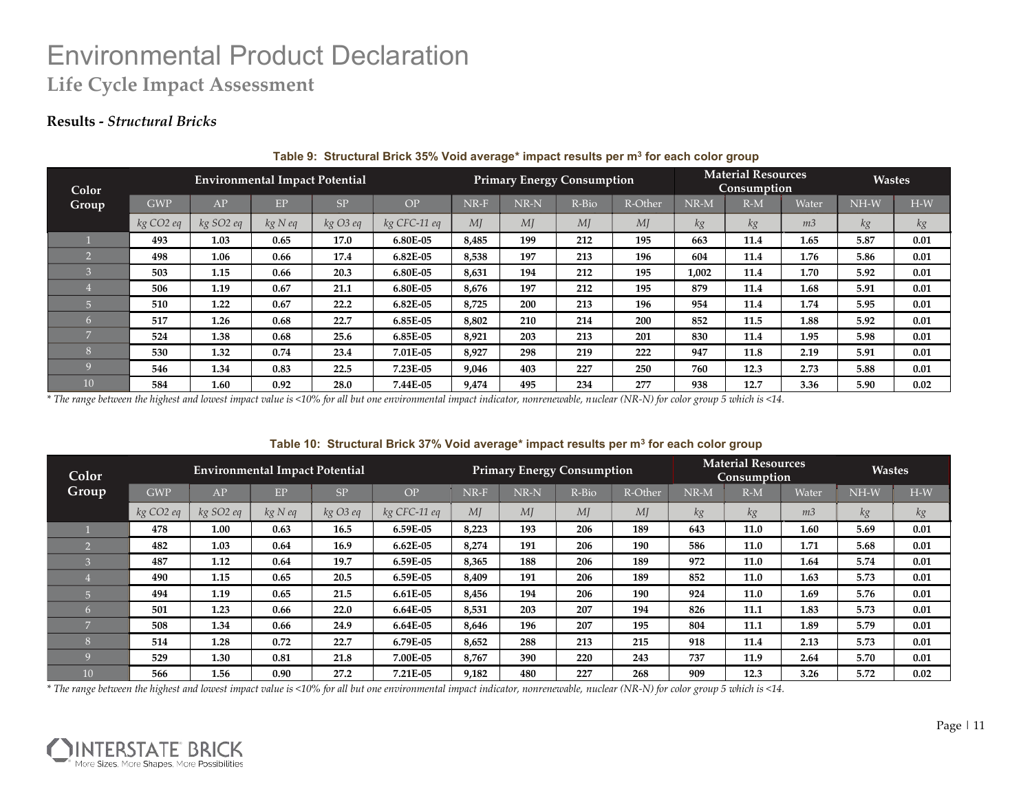# Environmental Product Declaration

## Life Cycle Impact Assessment

### Results - *Structural Bricks*

**Table 9: Structural Brick 35% Void average* impact results per m$^3$ for each color group**

| Color Group | Environmental Impact Potential | | | | | Primary Energy Consumption | | | | Material Resources Consumption | | | Wastes | |
|---|---|---|---|---|---|---|---|---|---|---|---|---|---|---|
| | GWP | AP | EP | SP | OP | NR-F | NR-N | R-Bio | R-Other | NR-M | R-M | Water | NH-W | H-W |
| | *kg CO2 eq* | *kg SO2 eq* | *kg N eq* | *kg O3 eq* | *kg CFC-11 eq* | *MJ* | *MJ* | *MJ* | *MJ* | *kg* | *kg* | *m3* | *kg* | *kg* |
| 1 | 493 | 1.03 | 0.65 | 17.0 | 6.80E-05 | 8,485 | 199 | 212 | 195 | 663 | 11.4 | 1.65 | 5.87 | 0.01 |
| 2 | 498 | 1.06 | 0.66 | 17.4 | 6.82E-05 | 8,538 | 197 | 213 | 196 | 604 | 11.4 | 1.76 | 5.86 | 0.01 |
| 3 | 503 | 1.15 | 0.66 | 20.3 | 6.80E-05 | 8,631 | 194 | 212 | 195 | 1,002 | 11.4 | 1.70 | 5.92 | 0.01 |
| 4 | 506 | 1.19 | 0.67 | 21.1 | 6.80E-05 | 8,676 | 197 | 212 | 195 | 879 | 11.4 | 1.68 | 5.91 | 0.01 |
| 5 | 510 | 1.22 | 0.67 | 22.2 | 6.82E-05 | 8,725 | 200 | 213 | 196 | 954 | 11.4 | 1.74 | 5.95 | 0.01 |
| 6 | 517 | 1.26 | 0.68 | 22.7 | 6.85E-05 | 8,802 | 210 | 214 | 200 | 852 | 11.5 | 1.88 | 5.92 | 0.01 |
| 7 | 524 | 1.38 | 0.68 | 25.6 | 6.85E-05 | 8,921 | 203 | 213 | 201 | 830 | 11.4 | 1.95 | 5.98 | 0.01 |
| 8 | 530 | 1.32 | 0.74 | 23.4 | 7.01E-05 | 8,927 | 298 | 219 | 222 | 947 | 11.8 | 2.19 | 5.91 | 0.01 |
| 9 | 546 | 1.34 | 0.83 | 22.5 | 7.23E-05 | 9,046 | 403 | 227 | 250 | 760 | 12.3 | 2.73 | 5.88 | 0.01 |
| 10 | 584 | 1.60 | 0.92 | 28.0 | 7.44E-05 | 9,474 | 495 | 234 | 277 | 938 | 12.7 | 3.36 | 5.90 | 0.02 |

*\* The range between the highest and lowest impact value is <10% for all but one environmental impact indicator, nonrenewable, nuclear (NR-N) for color group 5 which is <14.*

**Table 10: Structural Brick 37% Void average* impact results per m$^3$ for each color group**

| Color Group | Environmental Impact Potential | | | | | Primary Energy Consumption | | | | Material Resources Consumption | | | Wastes | |
|---|---|---|---|---|---|---|---|---|---|---|---|---|---|---|
| | GWP | AP | EP | SP | OP | NR-F | NR-N | R-Bio | R-Other | NR-M | R-M | Water | NH-W | H-W |
| | *kg CO2 eq* | *kg SO2 eq* | *kg N eq* | *kg O3 eq* | *kg CFC-11 eq* | *MJ* | *MJ* | *MJ* | *MJ* | *kg* | *kg* | *m3* | *kg* | *kg* |
| 1 | 478 | 1.00 | 0.63 | 16.5 | 6.59E-05 | 8,223 | 193 | 206 | 189 | 643 | 11.0 | 1.60 | 5.69 | 0.01 |
| 2 | 482 | 1.03 | 0.64 | 16.9 | 6.62E-05 | 8,274 | 191 | 206 | 190 | 586 | 11.0 | 1.71 | 5.68 | 0.01 |
| 3 | 487 | 1.12 | 0.64 | 19.7 | 6.59E-05 | 8,365 | 188 | 206 | 189 | 972 | 11.0 | 1.64 | 5.74 | 0.01 |
| 4 | 490 | 1.15 | 0.65 | 20.5 | 6.59E-05 | 8,409 | 191 | 206 | 189 | 852 | 11.0 | 1.63 | 5.73 | 0.01 |
| 5 | 494 | 1.19 | 0.65 | 21.5 | 6.61E-05 | 8,456 | 194 | 206 | 190 | 924 | 11.0 | 1.69 | 5.76 | 0.01 |
| 6 | 501 | 1.23 | 0.66 | 22.0 | 6.64E-05 | 8,531 | 203 | 207 | 194 | 826 | 11.1 | 1.83 | 5.73 | 0.01 |
| 7 | 508 | 1.34 | 0.66 | 24.9 | 6.64E-05 | 8,646 | 196 | 207 | 195 | 804 | 11.1 | 1.89 | 5.79 | 0.01 |
| 8 | 514 | 1.28 | 0.72 | 22.7 | 6.79E-05 | 8,652 | 288 | 213 | 215 | 918 | 11.4 | 2.13 | 5.73 | 0.01 |
| 9 | 529 | 1.30 | 0.81 | 21.8 | 7.00E-05 | 8,767 | 390 | 220 | 243 | 737 | 11.9 | 2.64 | 5.70 | 0.01 |
| 10 | 566 | 1.56 | 0.90 | 27.2 | 7.21E-05 | 9,182 | 480 | 227 | 268 | 909 | 12.3 | 3.26 | 5.72 | 0.02 |

*\* The range between the highest and lowest impact value is <10% for all but one environmental impact indicator, nonrenewable, nuclear (NR-N) for color group 5 which is <14.*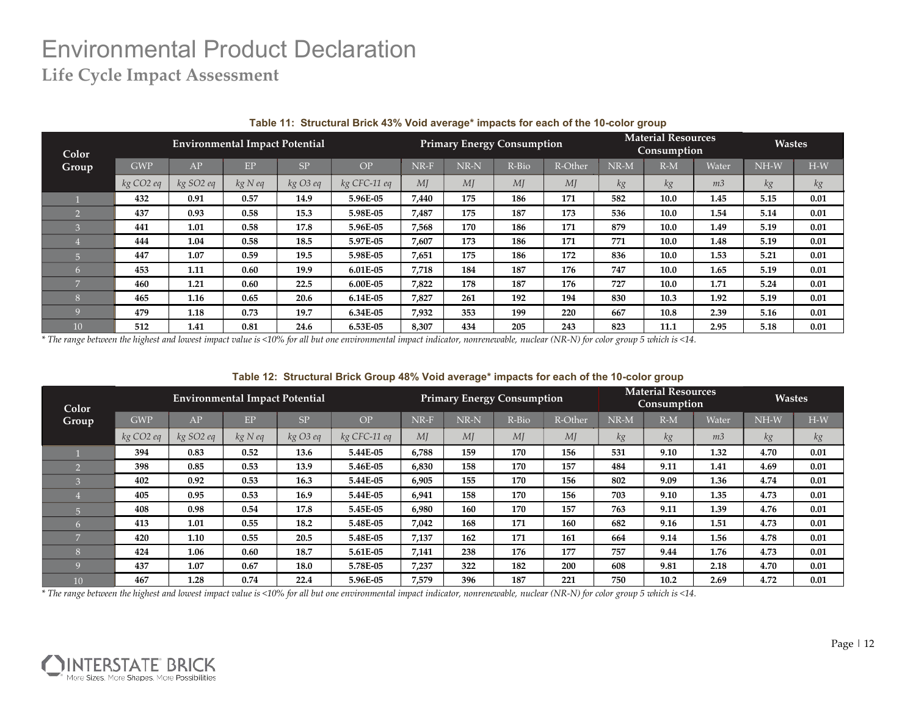# Environmental Product Declaration

## Life Cycle Impact Assessment

**Table 11: Structural Brick 43% Void average* impacts for each of the 10-color group**

| Color Group | Environmental Impact Potential | | | | | Primary Energy Consumption | | | | Material Resources Consumption | | | Wastes | |
|---|---|---|---|---|---|---|---|---|---|---|---|---|---|---|
| | GWP | AP | EP | SP | OP | NR-F | NR-N | R-Bio | R-Other | NR-M | R-M | Water | NH-W | H-W |
| | *kg CO2 eq* | *kg SO2 eq* | *kg N eq* | *kg O3 eq* | *kg CFC-11 eq* | *MJ* | *MJ* | *MJ* | *MJ* | *kg* | *kg* | *m3* | *kg* | *kg* |
| 1 | **432** | **0.91** | **0.57** | **14.9** | **5.96E-05** | **7,440** | **175** | **186** | **171** | **582** | **10.0** | **1.45** | **5.15** | **0.01** |
| 2 | **437** | **0.93** | **0.58** | **15.3** | **5.98E-05** | **7,487** | **175** | **187** | **173** | **536** | **10.0** | **1.54** | **5.14** | **0.01** |
| 3 | **441** | **1.01** | **0.58** | **17.8** | **5.96E-05** | **7,568** | **170** | **186** | **171** | **879** | **10.0** | **1.49** | **5.19** | **0.01** |
| 4 | **444** | **1.04** | **0.58** | **18.5** | **5.97E-05** | **7,607** | **173** | **186** | **171** | **771** | **10.0** | **1.48** | **5.19** | **0.01** |
| 5 | **447** | **1.07** | **0.59** | **19.5** | **5.98E-05** | **7,651** | **175** | **186** | **172** | **836** | **10.0** | **1.53** | **5.21** | **0.01** |
| 6 | **453** | **1.11** | **0.60** | **19.9** | **6.01E-05** | **7,718** | **184** | **187** | **176** | **747** | **10.0** | **1.65** | **5.19** | **0.01** |
| 7 | **460** | **1.21** | **0.60** | **22.5** | **6.00E-05** | **7,822** | **178** | **187** | **176** | **727** | **10.0** | **1.71** | **5.24** | **0.01** |
| 8 | **465** | **1.16** | **0.65** | **20.6** | **6.14E-05** | **7,827** | **261** | **192** | **194** | **830** | **10.3** | **1.92** | **5.19** | **0.01** |
| 9 | **479** | **1.18** | **0.73** | **19.7** | **6.34E-05** | **7,932** | **353** | **199** | **220** | **667** | **10.8** | **2.39** | **5.16** | **0.01** |
| 10 | **512** | **1.41** | **0.81** | **24.6** | **6.53E-05** | **8,307** | **434** | **205** | **243** | **823** | **11.1** | **2.95** | **5.18** | **0.01** |

*\* The range between the highest and lowest impact value is <10% for all but one environmental impact indicator, nonrenewable, nuclear (NR-N) for color group 5 which is <14.*

**Table 12: Structural Brick Group 48% Void average* impacts for each of the 10-color group**

| Color Group | Environmental Impact Potential | | | | | Primary Energy Consumption | | | | Material Resources Consumption | | | Wastes | |
|---|---|---|---|---|---|---|---|---|---|---|---|---|---|---|
| | GWP | AP | EP | SP | OP | NR-F | NR-N | R-Bio | R-Other | NR-M | R-M | Water | NH-W | H-W |
| | *kg CO2 eq* | *kg SO2 eq* | *kg N eq* | *kg O3 eq* | *kg CFC-11 eq* | *MJ* | *MJ* | *MJ* | *MJ* | *kg* | *kg* | *m3* | *kg* | *kg* |
| 1 | **394** | **0.83** | **0.52** | **13.6** | **5.44E-05** | **6,788** | **159** | **170** | **156** | **531** | **9.10** | **1.32** | **4.70** | **0.01** |
| 2 | **398** | **0.85** | **0.53** | **13.9** | **5.46E-05** | **6,830** | **158** | **170** | **157** | **484** | **9.11** | **1.41** | **4.69** | **0.01** |
| 3 | **402** | **0.92** | **0.53** | **16.3** | **5.44E-05** | **6,905** | **155** | **170** | **156** | **802** | **9.09** | **1.36** | **4.74** | **0.01** |
| 4 | **405** | **0.95** | **0.53** | **16.9** | **5.44E-05** | **6,941** | **158** | **170** | **156** | **703** | **9.10** | **1.35** | **4.73** | **0.01** |
| 5 | **408** | **0.98** | **0.54** | **17.8** | **5.45E-05** | **6,980** | **160** | **170** | **157** | **763** | **9.11** | **1.39** | **4.76** | **0.01** |
| 6 | **413** | **1.01** | **0.55** | **18.2** | **5.48E-05** | **7,042** | **168** | **171** | **160** | **682** | **9.16** | **1.51** | **4.73** | **0.01** |
| 7 | **420** | **1.10** | **0.55** | **20.5** | **5.48E-05** | **7,137** | **162** | **171** | **161** | **664** | **9.14** | **1.56** | **4.78** | **0.01** |
| 8 | **424** | **1.06** | **0.60** | **18.7** | **5.61E-05** | **7,141** | **238** | **176** | **177** | **757** | **9.44** | **1.76** | **4.73** | **0.01** |
| 9 | **437** | **1.07** | **0.67** | **18.0** | **5.78E-05** | **7,237** | **322** | **182** | **200** | **608** | **9.81** | **2.18** | **4.70** | **0.01** |
| 10 | **467** | **1.28** | **0.74** | **22.4** | **5.96E-05** | **7,579** | **396** | **187** | **221** | **750** | **10.2** | **2.69** | **4.72** | **0.01** |

*\* The range between the highest and lowest impact value is <10% for all but one environmental impact indicator, nonrenewable, nuclear (NR-N) for color group 5 which is <14.*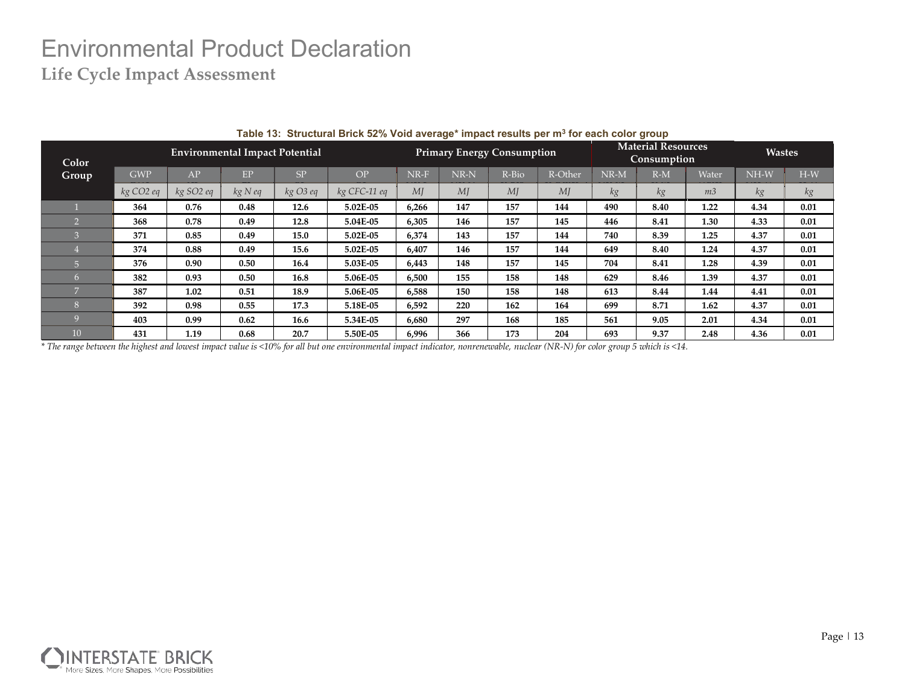# Environmental Product Declaration

## Life Cycle Impact Assessment

**Table 13: Structural Brick 52% Void average* impact results per m$^3$ for each color group**

| Color Group | Environmental Impact Potential | | | | | Primary Energy Consumption | | | | Material Resources Consumption | | | Wastes | |
|---|---|---|---|---|---|---|---|---|---|---|---|---|---|---|
| | GWP | AP | EP | SP | OP | NR-F | NR-N | R-Bio | R-Other | NR-M | R-M | Water | NH-W | H-W |
| | kg CO2 eq | kg SO2 eq | kg N eq | kg O3 eq | kg CFC-11 eq | MJ | MJ | MJ | MJ | kg | kg | m3 | kg | kg |
| 1 | 364 | 0.76 | 0.48 | 12.6 | 5.02E-05 | 6,266 | 147 | 157 | 144 | 490 | 8.40 | 1.22 | 4.34 | 0.01 |
| 2 | 368 | 0.78 | 0.49 | 12.8 | 5.04E-05 | 6,305 | 146 | 157 | 145 | 446 | 8.41 | 1.30 | 4.33 | 0.01 |
| 3 | 371 | 0.85 | 0.49 | 15.0 | 5.02E-05 | 6,374 | 143 | 157 | 144 | 740 | 8.39 | 1.25 | 4.37 | 0.01 |
| 4 | 374 | 0.88 | 0.49 | 15.6 | 5.02E-05 | 6,407 | 146 | 157 | 144 | 649 | 8.40 | 1.24 | 4.37 | 0.01 |
| 5 | 376 | 0.90 | 0.50 | 16.4 | 5.03E-05 | 6,443 | 148 | 157 | 145 | 704 | 8.41 | 1.28 | 4.39 | 0.01 |
| 6 | 382 | 0.93 | 0.50 | 16.8 | 5.06E-05 | 6,500 | 155 | 158 | 148 | 629 | 8.46 | 1.39 | 4.37 | 0.01 |
| 7 | 387 | 1.02 | 0.51 | 18.9 | 5.06E-05 | 6,588 | 150 | 158 | 148 | 613 | 8.44 | 1.44 | 4.41 | 0.01 |
| 8 | 392 | 0.98 | 0.55 | 17.3 | 5.18E-05 | 6,592 | 220 | 162 | 164 | 699 | 8.71 | 1.62 | 4.37 | 0.01 |
| 9 | 403 | 0.99 | 0.62 | 16.6 | 5.34E-05 | 6,680 | 297 | 168 | 185 | 561 | 9.05 | 2.01 | 4.34 | 0.01 |
| 10 | 431 | 1.19 | 0.68 | 20.7 | 5.50E-05 | 6,996 | 366 | 173 | 204 | 693 | 9.37 | 2.48 | 4.36 | 0.01 |

*\* The range between the highest and lowest impact value is <10% for all but one environmental impact indicator, nonrenewable, nuclear (NR-N) for color group 5 which is <14.*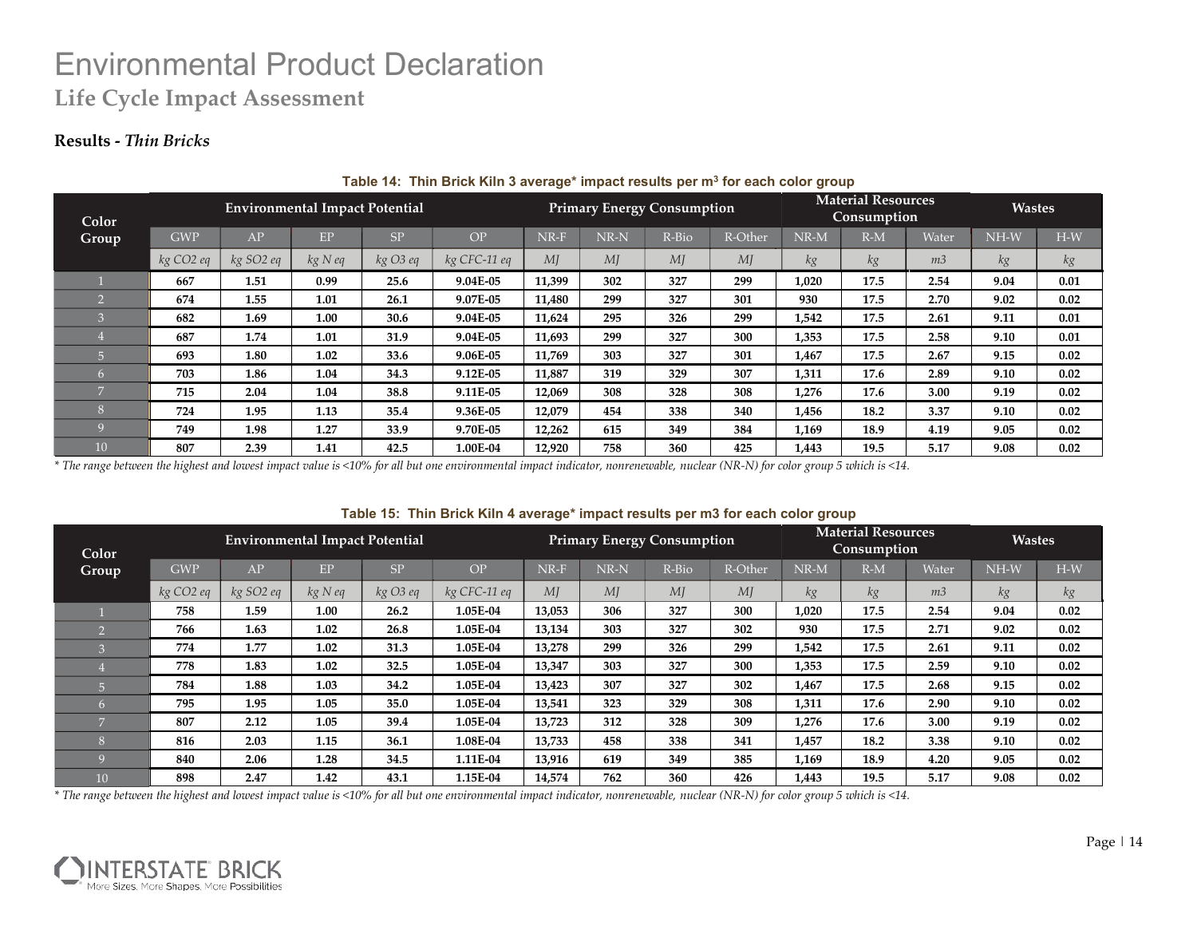# Environmental Product Declaration

## Life Cycle Impact Assessment

### Results - *Thin Bricks*

**Table 14: Thin Brick Kiln 3 average* impact results per $m^3$ for each color group**

| Color Group | Environmental Impact Potential | | | | | Primary Energy Consumption | | | | Material Resources Consumption | | | Wastes | |
|---|---|---|---|---|---|---|---|---|---|---|---|---|---|---|
| | GWP | AP | EP | SP | OP | NR-F | NR-N | R-Bio | R-Other | NR-M | R-M | Water | NH-W | H-W |
| | *kg CO2 eq* | *kg SO2 eq* | *kg N eq* | *kg O3 eq* | *kg CFC-11 eq* | *MJ* | *MJ* | *MJ* | *MJ* | *kg* | *kg* | *m3* | *kg* | *kg* |
| 1 | 667 | 1.51 | 0.99 | 25.6 | 9.04E-05 | 11,399 | 302 | 327 | 299 | 1,020 | 17.5 | 2.54 | 9.04 | 0.01 |
| 2 | 674 | 1.55 | 1.01 | 26.1 | 9.07E-05 | 11,480 | 299 | 327 | 301 | 930 | 17.5 | 2.70 | 9.02 | 0.02 |
| 3 | 682 | 1.69 | 1.00 | 30.6 | 9.04E-05 | 11,624 | 295 | 326 | 299 | 1,542 | 17.5 | 2.61 | 9.11 | 0.01 |
| 4 | 687 | 1.74 | 1.01 | 31.9 | 9.04E-05 | 11,693 | 299 | 327 | 300 | 1,353 | 17.5 | 2.58 | 9.10 | 0.01 |
| 5 | 693 | 1.80 | 1.02 | 33.6 | 9.06E-05 | 11,769 | 303 | 327 | 301 | 1,467 | 17.5 | 2.67 | 9.15 | 0.02 |
| 6 | 703 | 1.86 | 1.04 | 34.3 | 9.12E-05 | 11,887 | 319 | 329 | 307 | 1,311 | 17.6 | 2.89 | 9.10 | 0.02 |
| 7 | 715 | 2.04 | 1.04 | 38.8 | 9.11E-05 | 12,069 | 308 | 328 | 308 | 1,276 | 17.6 | 3.00 | 9.19 | 0.02 |
| 8 | 724 | 1.95 | 1.13 | 35.4 | 9.36E-05 | 12,079 | 454 | 338 | 340 | 1,456 | 18.2 | 3.37 | 9.10 | 0.02 |
| 9 | 749 | 1.98 | 1.27 | 33.9 | 9.70E-05 | 12,262 | 615 | 349 | 384 | 1,169 | 18.9 | 4.19 | 9.05 | 0.02 |
| 10 | 807 | 2.39 | 1.41 | 42.5 | 1.00E-04 | 12,920 | 758 | 360 | 425 | 1,443 | 19.5 | 5.17 | 9.08 | 0.02 |

*\* The range between the highest and lowest impact value is <10% for all but one environmental impact indicator, nonrenewable, nuclear (NR-N) for color group 5 which is <14.*

**Table 15: Thin Brick Kiln 4 average* impact results per m3 for each color group**

| Color Group | Environmental Impact Potential | | | | | Primary Energy Consumption | | | | Material Resources Consumption | | | Wastes | |
|---|---|---|---|---|---|---|---|---|---|---|---|---|---|---|
| | GWP | AP | EP | SP | OP | NR-F | NR-N | R-Bio | R-Other | NR-M | R-M | Water | NH-W | H-W |
| | *kg CO2 eq* | *kg SO2 eq* | *kg N eq* | *kg O3 eq* | *kg CFC-11 eq* | *MJ* | *MJ* | *MJ* | *MJ* | *kg* | *kg* | *m3* | *kg* | *kg* |
| 1 | 758 | 1.59 | 1.00 | 26.2 | 1.05E-04 | 13,053 | 306 | 327 | 300 | 1,020 | 17.5 | 2.54 | 9.04 | 0.02 |
| 2 | 766 | 1.63 | 1.02 | 26.8 | 1.05E-04 | 13,134 | 303 | 327 | 302 | 930 | 17.5 | 2.71 | 9.02 | 0.02 |
| 3 | 774 | 1.77 | 1.02 | 31.3 | 1.05E-04 | 13,278 | 299 | 326 | 299 | 1,542 | 17.5 | 2.61 | 9.11 | 0.02 |
| 4 | 778 | 1.83 | 1.02 | 32.5 | 1.05E-04 | 13,347 | 303 | 327 | 300 | 1,353 | 17.5 | 2.59 | 9.10 | 0.02 |
| 5 | 784 | 1.88 | 1.03 | 34.2 | 1.05E-04 | 13,423 | 307 | 327 | 302 | 1,467 | 17.5 | 2.68 | 9.15 | 0.02 |
| 6 | 795 | 1.95 | 1.05 | 35.0 | 1.05E-04 | 13,541 | 323 | 329 | 308 | 1,311 | 17.6 | 2.90 | 9.10 | 0.02 |
| 7 | 807 | 2.12 | 1.05 | 39.4 | 1.05E-04 | 13,723 | 312 | 328 | 309 | 1,276 | 17.6 | 3.00 | 9.19 | 0.02 |
| 8 | 816 | 2.03 | 1.15 | 36.1 | 1.08E-04 | 13,733 | 458 | 338 | 341 | 1,457 | 18.2 | 3.38 | 9.10 | 0.02 |
| 9 | 840 | 2.06 | 1.28 | 34.5 | 1.11E-04 | 13,916 | 619 | 349 | 385 | 1,169 | 18.9 | 4.20 | 9.05 | 0.02 |
| 10 | 898 | 2.47 | 1.42 | 43.1 | 1.15E-04 | 14,574 | 762 | 360 | 426 | 1,443 | 19.5 | 5.17 | 9.08 | 0.02 |

*\* The range between the highest and lowest impact value is <10% for all but one environmental impact indicator, nonrenewable, nuclear (NR-N) for color group 5 which is <14.*

INTERSTATE BRICK
More Sizes. More Shapes. More Possibilities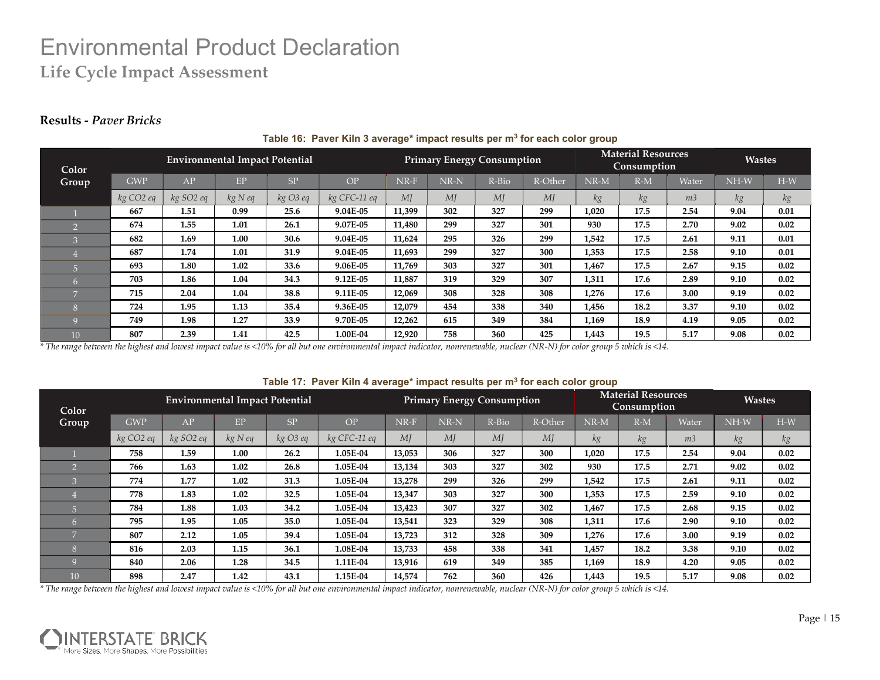# Environmental Product Declaration

## Life Cycle Impact Assessment

### Results - *Paver Bricks*

**Table 16: Paver Kiln 3 average* impact results per m³ for each color group**

| Color Group | Environmental Impact Potential | | | | | Primary Energy Consumption | | | | Material Resources Consumption | | | Wastes | |
|---|---|---|---|---|---|---|---|---|---|---|---|---|---|---|
| | GWP | AP | EP | SP | OP | NR-F | NR-N | R-Bio | R-Other | NR-M | R-M | Water | NH-W | H-W |
| | *kg CO2 eq* | *kg SO2 eq* | *kg N eq* | *kg O3 eq* | *kg CFC-11 eq* | *MJ* | *MJ* | *MJ* | *MJ* | *kg* | *kg* | *m3* | *kg* | *kg* |
| 1 | **667** | **1.51** | **0.99** | **25.6** | **9.04E-05** | **11,399** | **302** | **327** | **299** | **1,020** | **17.5** | **2.54** | **9.04** | **0.01** |
| 2 | **674** | **1.55** | **1.01** | **26.1** | **9.07E-05** | **11,480** | **299** | **327** | **301** | **930** | **17.5** | **2.70** | **9.02** | **0.02** |
| 3 | **682** | **1.69** | **1.00** | **30.6** | **9.04E-05** | **11,624** | **295** | **326** | **299** | **1,542** | **17.5** | **2.61** | **9.11** | **0.01** |
| 4 | **687** | **1.74** | **1.01** | **31.9** | **9.04E-05** | **11,693** | **299** | **327** | **300** | **1,353** | **17.5** | **2.58** | **9.10** | **0.01** |
| 5 | **693** | **1.80** | **1.02** | **33.6** | **9.06E-05** | **11,769** | **303** | **327** | **301** | **1,467** | **17.5** | **2.67** | **9.15** | **0.02** |
| 6 | **703** | **1.86** | **1.04** | **34.3** | **9.12E-05** | **11,887** | **319** | **329** | **307** | **1,311** | **17.6** | **2.89** | **9.10** | **0.02** |
| 7 | **715** | **2.04** | **1.04** | **38.8** | **9.11E-05** | **12,069** | **308** | **328** | **308** | **1,276** | **17.6** | **3.00** | **9.19** | **0.02** |
| 8 | **724** | **1.95** | **1.13** | **35.4** | **9.36E-05** | **12,079** | **454** | **338** | **340** | **1,456** | **18.2** | **3.37** | **9.10** | **0.02** |
| 9 | **749** | **1.98** | **1.27** | **33.9** | **9.70E-05** | **12,262** | **615** | **349** | **384** | **1,169** | **18.9** | **4.19** | **9.05** | **0.02** |
| 10 | **807** | **2.39** | **1.41** | **42.5** | **1.00E-04** | **12,920** | **758** | **360** | **425** | **1,443** | **19.5** | **5.17** | **9.08** | **0.02** |

*\* The range between the highest and lowest impact value is <10% for all but one environmental impact indicator, nonrenewable, nuclear (NR-N) for color group 5 which is <14.*

**Table 17: Paver Kiln 4 average* impact results per m³ for each color group**

| Color Group | Environmental Impact Potential | | | | | Primary Energy Consumption | | | | Material Resources Consumption | | | Wastes | |
|---|---|---|---|---|---|---|---|---|---|---|---|---|---|---|
| | GWP | AP | EP | SP | OP | NR-F | NR-N | R-Bio | R-Other | NR-M | R-M | Water | NH-W | H-W |
| | *kg CO2 eq* | *kg SO2 eq* | *kg N eq* | *kg O3 eq* | *kg CFC-11 eq* | *MJ* | *MJ* | *MJ* | *MJ* | *kg* | *kg* | *m3* | *kg* | *kg* |
| 1 | **758** | **1.59** | **1.00** | **26.2** | **1.05E-04** | **13,053** | **306** | **327** | **300** | **1,020** | **17.5** | **2.54** | **9.04** | **0.02** |
| 2 | **766** | **1.63** | **1.02** | **26.8** | **1.05E-04** | **13,134** | **303** | **327** | **302** | **930** | **17.5** | **2.71** | **9.02** | **0.02** |
| 3 | **774** | **1.77** | **1.02** | **31.3** | **1.05E-04** | **13,278** | **299** | **326** | **299** | **1,542** | **17.5** | **2.61** | **9.11** | **0.02** |
| 4 | **778** | **1.83** | **1.02** | **32.5** | **1.05E-04** | **13,347** | **303** | **327** | **300** | **1,353** | **17.5** | **2.59** | **9.10** | **0.02** |
| 5 | **784** | **1.88** | **1.03** | **34.2** | **1.05E-04** | **13,423** | **307** | **327** | **302** | **1,467** | **17.5** | **2.68** | **9.15** | **0.02** |
| 6 | **795** | **1.95** | **1.05** | **35.0** | **1.05E-04** | **13,541** | **323** | **329** | **308** | **1,311** | **17.6** | **2.90** | **9.10** | **0.02** |
| 7 | **807** | **2.12** | **1.05** | **39.4** | **1.05E-04** | **13,723** | **312** | **328** | **309** | **1,276** | **17.6** | **3.00** | **9.19** | **0.02** |
| 8 | **816** | **2.03** | **1.15** | **36.1** | **1.08E-04** | **13,733** | **458** | **338** | **341** | **1,457** | **18.2** | **3.38** | **9.10** | **0.02** |
| 9 | **840** | **2.06** | **1.28** | **34.5** | **1.11E-04** | **13,916** | **619** | **349** | **385** | **1,169** | **18.9** | **4.20** | **9.05** | **0.02** |
| 10 | **898** | **2.47** | **1.42** | **43.1** | **1.15E-04** | **14,574** | **762** | **360** | **426** | **1,443** | **19.5** | **5.17** | **9.08** | **0.02** |

*\* The range between the highest and lowest impact value is <10% for all but one environmental impact indicator, nonrenewable, nuclear (NR-N) for color group 5 which is <14.*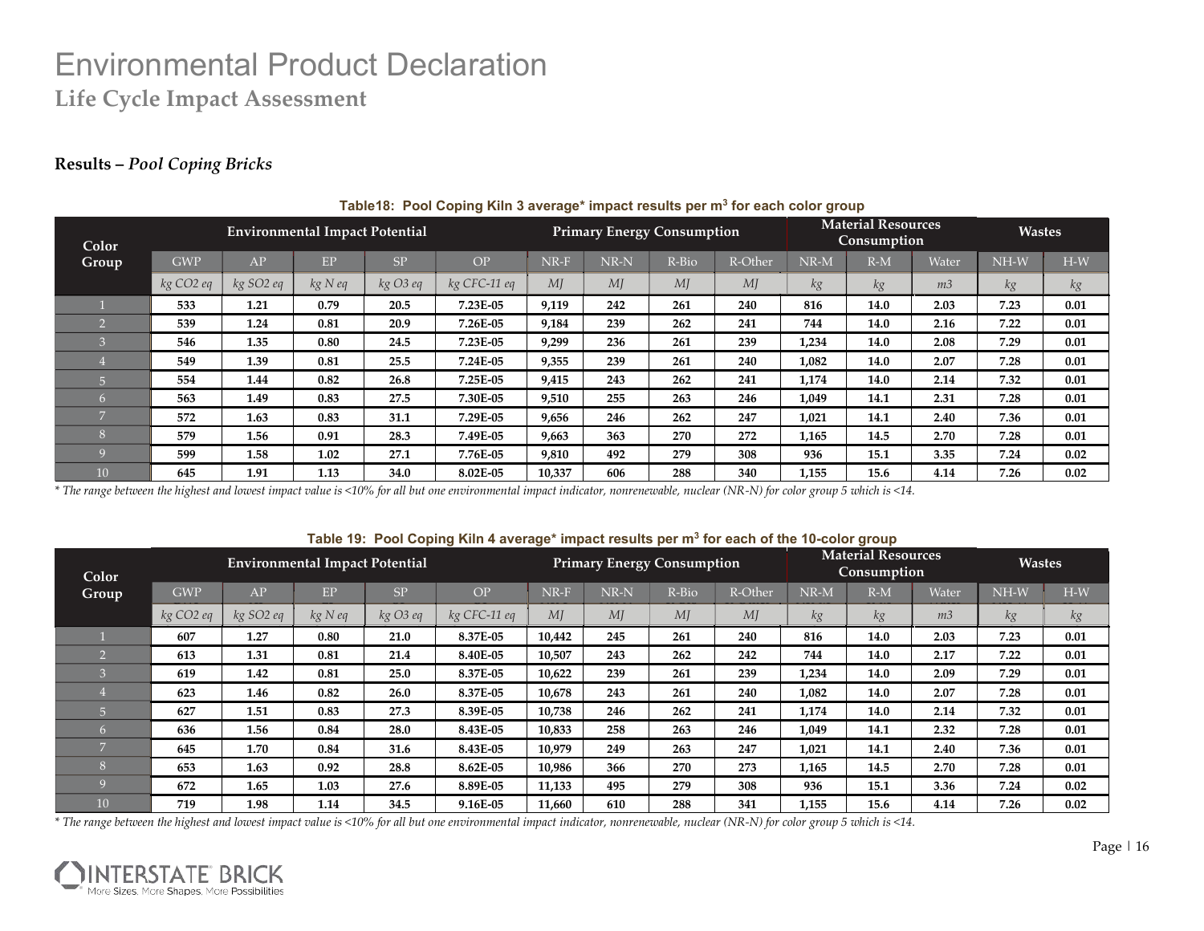# Environmental Product Declaration

## Life Cycle Impact Assessment

### Results – *Pool Coping Bricks*

**Table18: Pool Coping Kiln 3 average* impact results per m$^3$ for each color group**

| Color Group | Environmental Impact Potential | | | | | Primary Energy Consumption | | | | Material Resources Consumption | | | Wastes | |
|---|---|---|---|---|---|---|---|---|---|---|---|---|---|---|
| | GWP | AP | EP | SP | OP | NR-F | NR-N | R-Bio | R-Other | NR-M | R-M | Water | NH-W | H-W |
| | *kg CO2 eq* | *kg SO2 eq* | *kg N eq* | *kg O3 eq* | *kg CFC-11 eq* | *MJ* | *MJ* | *MJ* | *MJ* | *kg* | *kg* | *m3* | *kg* | *kg* |
| 1 | 533 | 1.21 | 0.79 | 20.5 | 7.23E-05 | 9,119 | 242 | 261 | 240 | 816 | 14.0 | 2.03 | 7.23 | 0.01 |
| 2 | 539 | 1.24 | 0.81 | 20.9 | 7.26E-05 | 9,184 | 239 | 262 | 241 | 744 | 14.0 | 2.16 | 7.22 | 0.01 |
| 3 | 546 | 1.35 | 0.80 | 24.5 | 7.23E-05 | 9,299 | 236 | 261 | 239 | 1,234 | 14.0 | 2.08 | 7.29 | 0.01 |
| 4 | 549 | 1.39 | 0.81 | 25.5 | 7.24E-05 | 9,355 | 239 | 261 | 240 | 1,082 | 14.0 | 2.07 | 7.28 | 0.01 |
| 5 | 554 | 1.44 | 0.82 | 26.8 | 7.25E-05 | 9,415 | 243 | 262 | 241 | 1,174 | 14.0 | 2.14 | 7.32 | 0.01 |
| 6 | 563 | 1.49 | 0.83 | 27.5 | 7.30E-05 | 9,510 | 255 | 263 | 246 | 1,049 | 14.1 | 2.31 | 7.28 | 0.01 |
| 7 | 572 | 1.63 | 0.83 | 31.1 | 7.29E-05 | 9,656 | 246 | 262 | 247 | 1,021 | 14.1 | 2.40 | 7.36 | 0.01 |
| 8 | 579 | 1.56 | 0.91 | 28.3 | 7.49E-05 | 9,663 | 363 | 270 | 272 | 1,165 | 14.5 | 2.70 | 7.28 | 0.01 |
| 9 | 599 | 1.58 | 1.02 | 27.1 | 7.76E-05 | 9,810 | 492 | 279 | 308 | 936 | 15.1 | 3.35 | 7.24 | 0.02 |
| 10 | 645 | 1.91 | 1.13 | 34.0 | 8.02E-05 | 10,337 | 606 | 288 | 340 | 1,155 | 15.6 | 4.14 | 7.26 | 0.02 |

*\* The range between the highest and lowest impact value is <10% for all but one environmental impact indicator, nonrenewable, nuclear (NR-N) for color group 5 which is <14.*

**Table 19: Pool Coping Kiln 4 average* impact results per m$^3$ for each of the 10-color group**

| Color Group | Environmental Impact Potential | | | | | Primary Energy Consumption | | | | Material Resources Consumption | | | Wastes | |
|---|---|---|---|---|---|---|---|---|---|---|---|---|---|---|
| | GWP | AP | EP | SP | OP | NR-F | NR-N | R-Bio | R-Other | NR-M | R-M | Water | NH-W | H-W |
| | *kg CO2 eq* | *kg SO2 eq* | *kg N eq* | *kg O3 eq* | *kg CFC-11 eq* | *MJ* | *MJ* | *MJ* | *MJ* | *kg* | *kg* | *m3* | *kg* | *kg* |
| 1 | 607 | 1.27 | 0.80 | 21.0 | 8.37E-05 | 10,442 | 245 | 261 | 240 | 816 | 14.0 | 2.03 | 7.23 | 0.01 |
| 2 | 613 | 1.31 | 0.81 | 21.4 | 8.40E-05 | 10,507 | 243 | 262 | 242 | 744 | 14.0 | 2.17 | 7.22 | 0.01 |
| 3 | 619 | 1.42 | 0.81 | 25.0 | 8.37E-05 | 10,622 | 239 | 261 | 239 | 1,234 | 14.0 | 2.09 | 7.29 | 0.01 |
| 4 | 623 | 1.46 | 0.82 | 26.0 | 8.37E-05 | 10,678 | 243 | 261 | 240 | 1,082 | 14.0 | 2.07 | 7.28 | 0.01 |
| 5 | 627 | 1.51 | 0.83 | 27.3 | 8.39E-05 | 10,738 | 246 | 262 | 241 | 1,174 | 14.0 | 2.14 | 7.32 | 0.01 |
| 6 | 636 | 1.56 | 0.84 | 28.0 | 8.43E-05 | 10,833 | 258 | 263 | 246 | 1,049 | 14.1 | 2.32 | 7.28 | 0.01 |
| 7 | 645 | 1.70 | 0.84 | 31.6 | 8.43E-05 | 10,979 | 249 | 263 | 247 | 1,021 | 14.1 | 2.40 | 7.36 | 0.01 |
| 8 | 653 | 1.63 | 0.92 | 28.8 | 8.62E-05 | 10,986 | 366 | 270 | 273 | 1,165 | 14.5 | 2.70 | 7.28 | 0.01 |
| 9 | 672 | 1.65 | 1.03 | 27.6 | 8.89E-05 | 11,133 | 495 | 279 | 308 | 936 | 15.1 | 3.36 | 7.24 | 0.02 |
| 10 | 719 | 1.98 | 1.14 | 34.5 | 9.16E-05 | 11,660 | 610 | 288 | 341 | 1,155 | 15.6 | 4.14 | 7.26 | 0.02 |

*\* The range between the highest and lowest impact value is <10% for all but one environmental impact indicator, nonrenewable, nuclear (NR-N) for color group 5 which is <14.*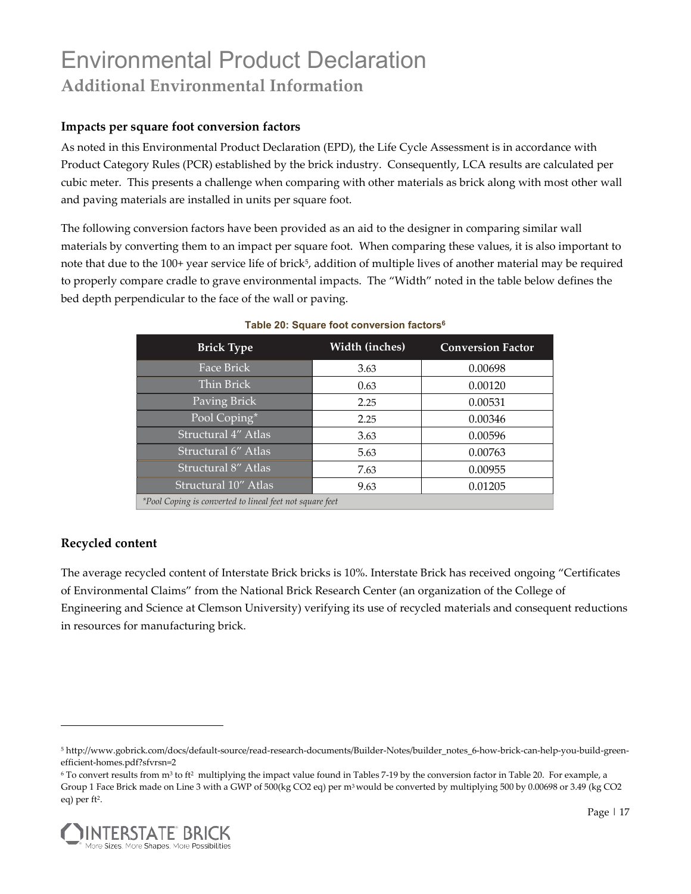# Environmental Product Declaration

## Additional Environmental Information

### Impacts per square foot conversion factors

As noted in this Environmental Product Declaration (EPD), the Life Cycle Assessment is in accordance with Product Category Rules (PCR) established by the brick industry. Consequently, LCA results are calculated per cubic meter. This presents a challenge when comparing with other materials as brick along with most other wall and paving materials are installed in units per square foot.

The following conversion factors have been provided as an aid to the designer in comparing similar wall materials by converting them to an impact per square foot. When comparing these values, it is also important to note that due to the 100+ year service life of brick[5], addition of multiple lives of another material may be required to properly compare cradle to grave environmental impacts. The "Width" noted in the table below defines the bed depth perpendicular to the face of the wall or paving.

**Table 20: Square foot conversion factors[6]**

| Brick Type | Width (inches) | Conversion Factor |
|---|---|---|
| Face Brick | 3.63 | 0.00698 |
| Thin Brick | 0.63 | 0.00120 |
| Paving Brick | 2.25 | 0.00531 |
| Pool Coping* | 2.25 | 0.00346 |
| Structural 4" Atlas | 3.63 | 0.00596 |
| Structural 6" Atlas | 5.63 | 0.00763 |
| Structural 8" Atlas | 7.63 | 0.00955 |
| Structural 10" Atlas | 9.63 | 0.01205 |

*Pool Coping is converted to lineal feet not square feet*

### Recycled content

The average recycled content of Interstate Brick bricks is 10%. Interstate Brick has received ongoing "Certificates of Environmental Claims" from the National Brick Research Center (an organization of the College of Engineering and Science at Clemson University) verifying its use of recycled materials and consequent reductions in resources for manufacturing brick.

---

[5] http://www.gobrick.com/docs/default-source/read-research-documents/Builder-Notes/builder_notes_6-how-brick-can-help-you-build-green-efficient-homes.pdf?sfvrsn=2

[6] To convert results from $m^3$ to $ft^2$ multiplying the impact value found in Tables 7-19 by the conversion factor in Table 20. For example, a Group 1 Face Brick made on Line 3 with a GWP of 500(kg CO2 eq) per $m^3$ would be converted by multiplying 500 by 0.00698 or 3.49 (kg CO2 eq) per $ft^2$.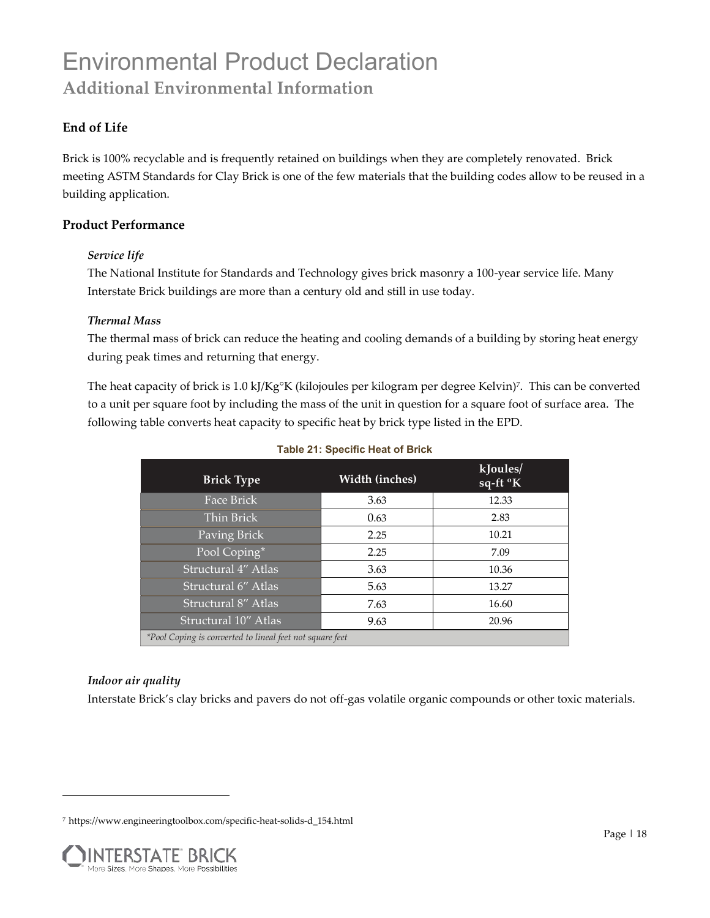# Environmental Product Declaration

## Additional Environmental Information

### End of Life

Brick is 100% recyclable and is frequently retained on buildings when they are completely renovated. Brick meeting ASTM Standards for Clay Brick is one of the few materials that the building codes allow to be reused in a building application.

### Product Performance

*Service life*

The National Institute for Standards and Technology gives brick masonry a 100-year service life. Many Interstate Brick buildings are more than a century old and still in use today.

*Thermal Mass*

The thermal mass of brick can reduce the heating and cooling demands of a building by storing heat energy during peak times and returning that energy.

The heat capacity of brick is 1.0 kJ/Kg°K (kilojoules per kilogram per degree Kelvin)[7]. This can be converted to a unit per square foot by including the mass of the unit in question for a square foot of surface area. The following table converts heat capacity to specific heat by brick type listed in the EPD.

**Table 21: Specific Heat of Brick**

| Brick Type | Width (inches) | kJoules/ sq-ft °K |
|---|---|---|
| Face Brick | 3.63 | 12.33 |
| Thin Brick | 0.63 | 2.83 |
| Paving Brick | 2.25 | 10.21 |
| Pool Coping* | 2.25 | 7.09 |
| Structural 4" Atlas | 3.63 | 10.36 |
| Structural 6" Atlas | 5.63 | 13.27 |
| Structural 8" Atlas | 7.63 | 16.60 |
| Structural 10" Atlas | 9.63 | 20.96 |

*Pool Coping is converted to lineal feet not square feet*

*Indoor air quality*

Interstate Brick's clay bricks and pavers do not off-gas volatile organic compounds or other toxic materials.

---

[7] https://www.engineeringtoolbox.com/specific-heat-solids-d_154.html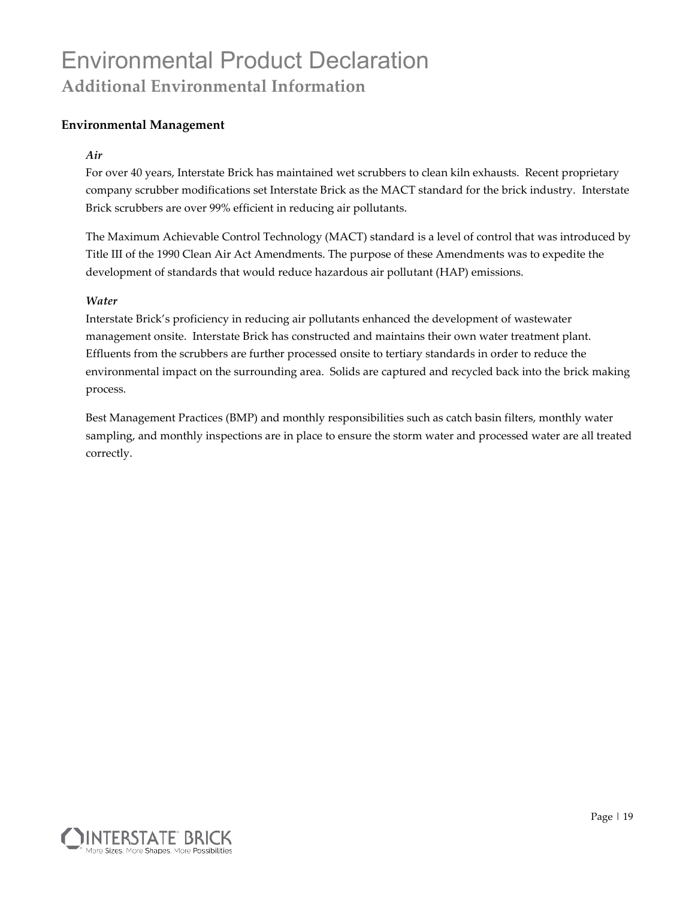# Environmental Product Declaration

## Additional Environmental Information

### Environmental Management

#### *Air*

For over 40 years, Interstate Brick has maintained wet scrubbers to clean kiln exhausts. Recent proprietary company scrubber modifications set Interstate Brick as the MACT standard for the brick industry. Interstate Brick scrubbers are over 99% efficient in reducing air pollutants.

The Maximum Achievable Control Technology (MACT) standard is a level of control that was introduced by Title III of the 1990 Clean Air Act Amendments. The purpose of these Amendments was to expedite the development of standards that would reduce hazardous air pollutant (HAP) emissions.

#### *Water*

Interstate Brick's proficiency in reducing air pollutants enhanced the development of wastewater management onsite. Interstate Brick has constructed and maintains their own water treatment plant. Effluents from the scrubbers are further processed onsite to tertiary standards in order to reduce the environmental impact on the surrounding area. Solids are captured and recycled back into the brick making process.

Best Management Practices (BMP) and monthly responsibilities such as catch basin filters, monthly water sampling, and monthly inspections are in place to ensure the storm water and processed water are all treated correctly.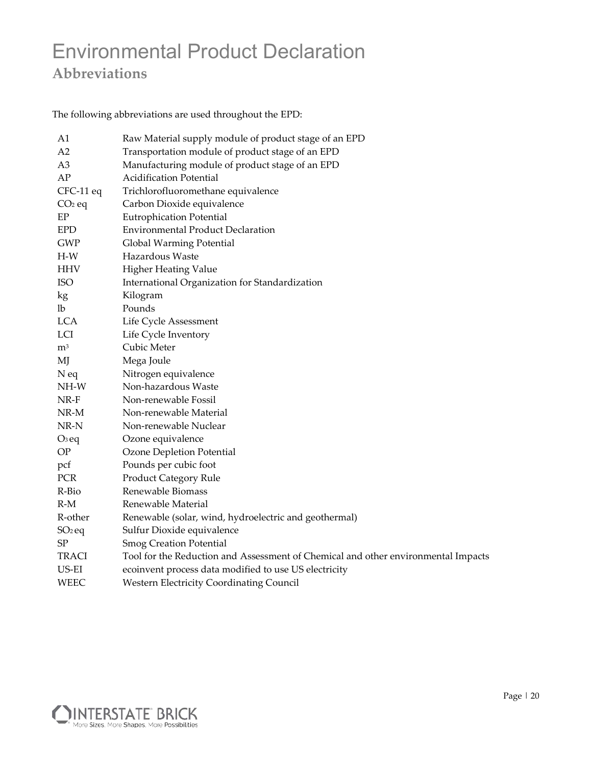# Environmental Product Declaration

## Abbreviations

The following abbreviations are used throughout the EPD:

| | |
|---|---|
| A1 | Raw Material supply module of product stage of an EPD |
| A2 | Transportation module of product stage of an EPD |
| A3 | Manufacturing module of product stage of an EPD |
| AP | Acidification Potential |
| CFC-11 eq | Trichlorofluoromethane equivalence |
| $CO_2$ eq | Carbon Dioxide equivalence |
| EP | Eutrophication Potential |
| EPD | Environmental Product Declaration |
| GWP | Global Warming Potential |
| H-W | Hazardous Waste |
| HHV | Higher Heating Value |
| ISO | International Organization for Standardization |
| kg | Kilogram |
| lb | Pounds |
| LCA | Life Cycle Assessment |
| LCI | Life Cycle Inventory |
| $m^3$ | Cubic Meter |
| MJ | Mega Joule |
| N eq | Nitrogen equivalence |
| NH-W | Non-hazardous Waste |
| NR-F | Non-renewable Fossil |
| NR-M | Non-renewable Material |
| NR-N | Non-renewable Nuclear |
| $O_3$ eq | Ozone equivalence |
| OP | Ozone Depletion Potential |
| pcf | Pounds per cubic foot |
| PCR | Product Category Rule |
| R-Bio | Renewable Biomass |
| R-M | Renewable Material |
| R-other | Renewable (solar, wind, hydroelectric and geothermal) |
| $SO_2$ eq | Sulfur Dioxide equivalence |
| SP | Smog Creation Potential |
| TRACI | Tool for the Reduction and Assessment of Chemical and other environmental Impacts |
| US-EI | ecoinvent process data modified to use US electricity |
| WEEC | Western Electricity Coordinating Council |